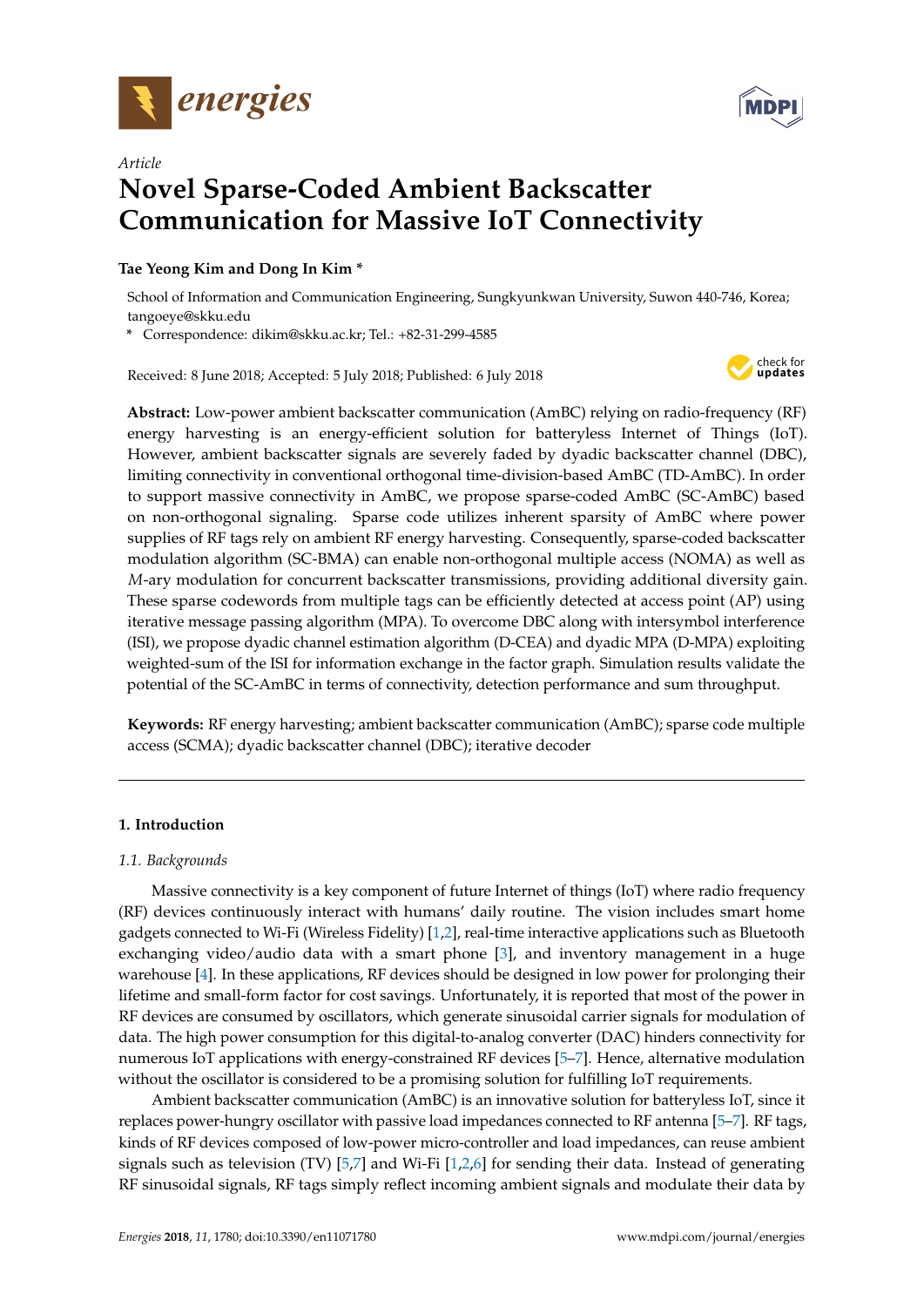*Article*

# Novel Sparse-Coded Ambient Backscatter Communication for Massive IoT Connectivity

**Tae Yeong Kim and Dong In Kim \***

School of Information and Communication Engineering, Sungkyunkwan University, Suwon 440-746, Korea; tangoeye@skku.edu

\* Correspondence: dikim@skku.ac.kr; Tel.: +82-31-299-4585

Received: 8 June 2018; Accepted: 5 July 2018; Published: 6 July 2018

**Abstract:** Low-power ambient backscatter communication (AmBC) relying on radio-frequency (RF) energy harvesting is an energy-efficient solution for batteryless Internet of Things (IoT). However, ambient backscatter signals are severely faded by dyadic backscatter channel (DBC), limiting connectivity in conventional orthogonal time-division-based AmBC (TD-AmBC). In order to support massive connectivity in AmBC, we propose sparse-coded AmBC (SC-AmBC) based on non-orthogonal signaling. Sparse code utilizes inherent sparsity of AmBC where power supplies of RF tags rely on ambient RF energy harvesting. Consequently, sparse-coded backscatter modulation algorithm (SC-BMA) can enable non-orthogonal multiple access (NOMA) as well as $M$-ary modulation for concurrent backscatter transmissions, providing additional diversity gain. These sparse codewords from multiple tags can be efficiently detected at access point (AP) using iterative message passing algorithm (MPA). To overcome DBC along with intersymbol interference (ISI), we propose dyadic channel estimation algorithm (D-CEA) and dyadic MPA (D-MPA) exploiting weighted-sum of the ISI for information exchange in the factor graph. Simulation results validate the potential of the SC-AmBC in terms of connectivity, detection performance and sum throughput.

**Keywords:** RF energy harvesting; ambient backscatter communication (AmBC); sparse code multiple access (SCMA); dyadic backscatter channel (DBC); iterative decoder

---

## 1. Introduction

### 1.1. Backgrounds

Massive connectivity is a key component of future Internet of things (IoT) where radio frequency (RF) devices continuously interact with humans' daily routine. The vision includes smart home gadgets connected to Wi-Fi (Wireless Fidelity) [1,2], real-time interactive applications such as Bluetooth exchanging video/audio data with a smart phone [3], and inventory management in a huge warehouse [4]. In these applications, RF devices should be designed in low power for prolonging their lifetime and small-form factor for cost savings. Unfortunately, it is reported that most of the power in RF devices are consumed by oscillators, which generate sinusoidal carrier signals for modulation of data. The high power consumption for this digital-to-analog converter (DAC) hinders connectivity for numerous IoT applications with energy-constrained RF devices [5–7]. Hence, alternative modulation without the oscillator is considered to be a promising solution for fulfilling IoT requirements.

Ambient backscatter communication (AmBC) is an innovative solution for batteryless IoT, since it replaces power-hungry oscillator with passive load impedances connected to RF antenna [5–7]. RF tags, kinds of RF devices composed of low-power micro-controller and load impedances, can reuse ambient signals such as television (TV) [5,7] and Wi-Fi [1,2,6] for sending their data. Instead of generating RF sinusoidal signals, RF tags simply reflect incoming ambient signals and modulate their data by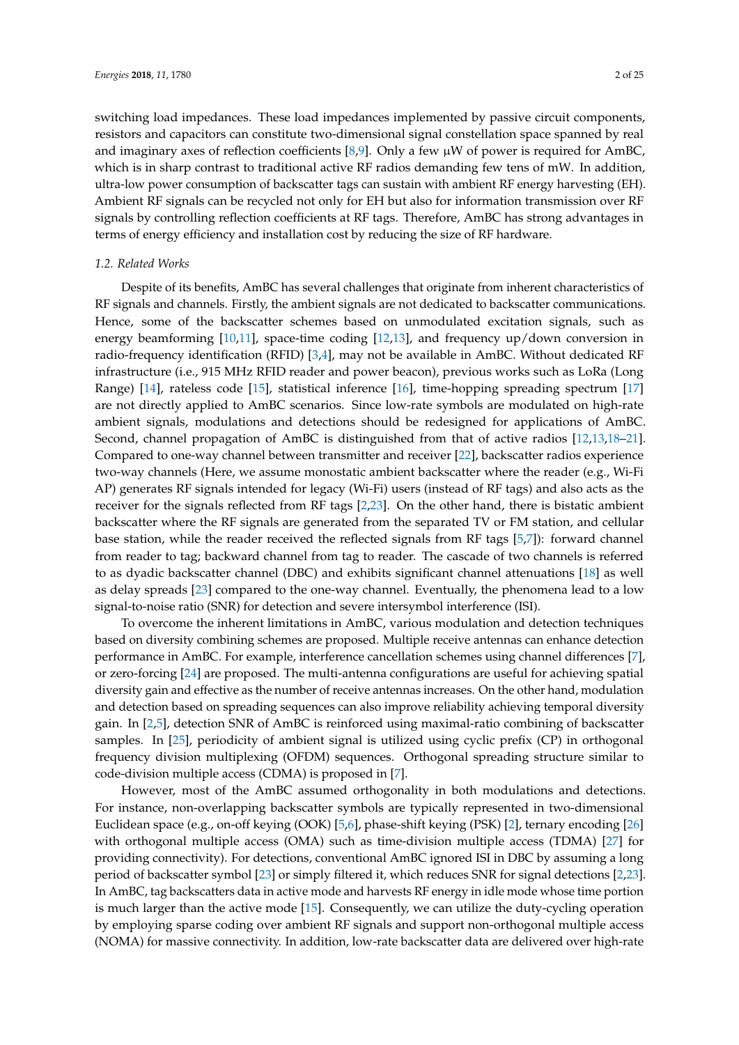switching load impedances. These load impedances implemented by passive circuit components, resistors and capacitors can constitute two-dimensional signal constellation space spanned by real and imaginary axes of reflection coefficients [8,9]. Only a few μW of power is required for AmBC, which is in sharp contrast to traditional active RF radios demanding few tens of mW. In addition, ultra-low power consumption of backscatter tags can sustain with ambient RF energy harvesting (EH). Ambient RF signals can be recycled not only for EH but also for information transmission over RF signals by controlling reflection coefficients at RF tags. Therefore, AmBC has strong advantages in terms of energy efficiency and installation cost by reducing the size of RF hardware.

### 1.2. Related Works

Despite of its benefits, AmBC has several challenges that originate from inherent characteristics of RF signals and channels. Firstly, the ambient signals are not dedicated to backscatter communications. Hence, some of the backscatter schemes based on unmodulated excitation signals, such as energy beamforming [10,11], space-time coding [12,13], and frequency up/down conversion in radio-frequency identification (RFID) [3,4], may not be available in AmBC. Without dedicated RF infrastructure (i.e., 915 MHz RFID reader and power beacon), previous works such as LoRa (Long Range) [14], rateless code [15], statistical inference [16], time-hopping spreading spectrum [17] are not directly applied to AmBC scenarios. Since low-rate symbols are modulated on high-rate ambient signals, modulations and detections should be redesigned for applications of AmBC. Second, channel propagation of AmBC is distinguished from that of active radios [12,13,18–21]. Compared to one-way channel between transmitter and receiver [22], backscatter radios experience two-way channels (Here, we assume monostatic ambient backscatter where the reader (e.g., Wi-Fi AP) generates RF signals intended for legacy (Wi-Fi) users (instead of RF tags) and also acts as the receiver for the signals reflected from RF tags [2,23]. On the other hand, there is bistatic ambient backscatter where the RF signals are generated from the separated TV or FM station, and cellular base station, while the reader received the reflected signals from RF tags [5,7]): forward channel from reader to tag; backward channel from tag to reader. The cascade of two channels is referred to as dyadic backscatter channel (DBC) and exhibits significant channel attenuations [18] as well as delay spreads [23] compared to the one-way channel. Eventually, the phenomena lead to a low signal-to-noise ratio (SNR) for detection and severe intersymbol interference (ISI).

To overcome the inherent limitations in AmBC, various modulation and detection techniques based on diversity combining schemes are proposed. Multiple receive antennas can enhance detection performance in AmBC. For example, interference cancellation schemes using channel differences [7], or zero-forcing [24] are proposed. The multi-antenna configurations are useful for achieving spatial diversity gain and effective as the number of receive antennas increases. On the other hand, modulation and detection based on spreading sequences can also improve reliability achieving temporal diversity gain. In [2,5], detection SNR of AmBC is reinforced using maximal-ratio combining of backscatter samples. In [25], periodicity of ambient signal is utilized using cyclic prefix (CP) in orthogonal frequency division multiplexing (OFDM) sequences. Orthogonal spreading structure similar to code-division multiple access (CDMA) is proposed in [7].

However, most of the AmBC assumed orthogonality in both modulations and detections. For instance, non-overlapping backscatter symbols are typically represented in two-dimensional Euclidean space (e.g., on-off keying (OOK) [5,6], phase-shift keying (PSK) [2], ternary encoding [26] with orthogonal multiple access (OMA) such as time-division multiple access (TDMA) [27] for providing connectivity). For detections, conventional AmBC ignored ISI in DBC by assuming a long period of backscatter symbol [23] or simply filtered it, which reduces SNR for signal detections [2,23]. In AmBC, tag backscatters data in active mode and harvests RF energy in idle mode whose time portion is much larger than the active mode [15]. Consequently, we can utilize the duty-cycling operation by employing sparse coding over ambient RF signals and support non-orthogonal multiple access (NOMA) for massive connectivity. In addition, low-rate backscatter data are delivered over high-rate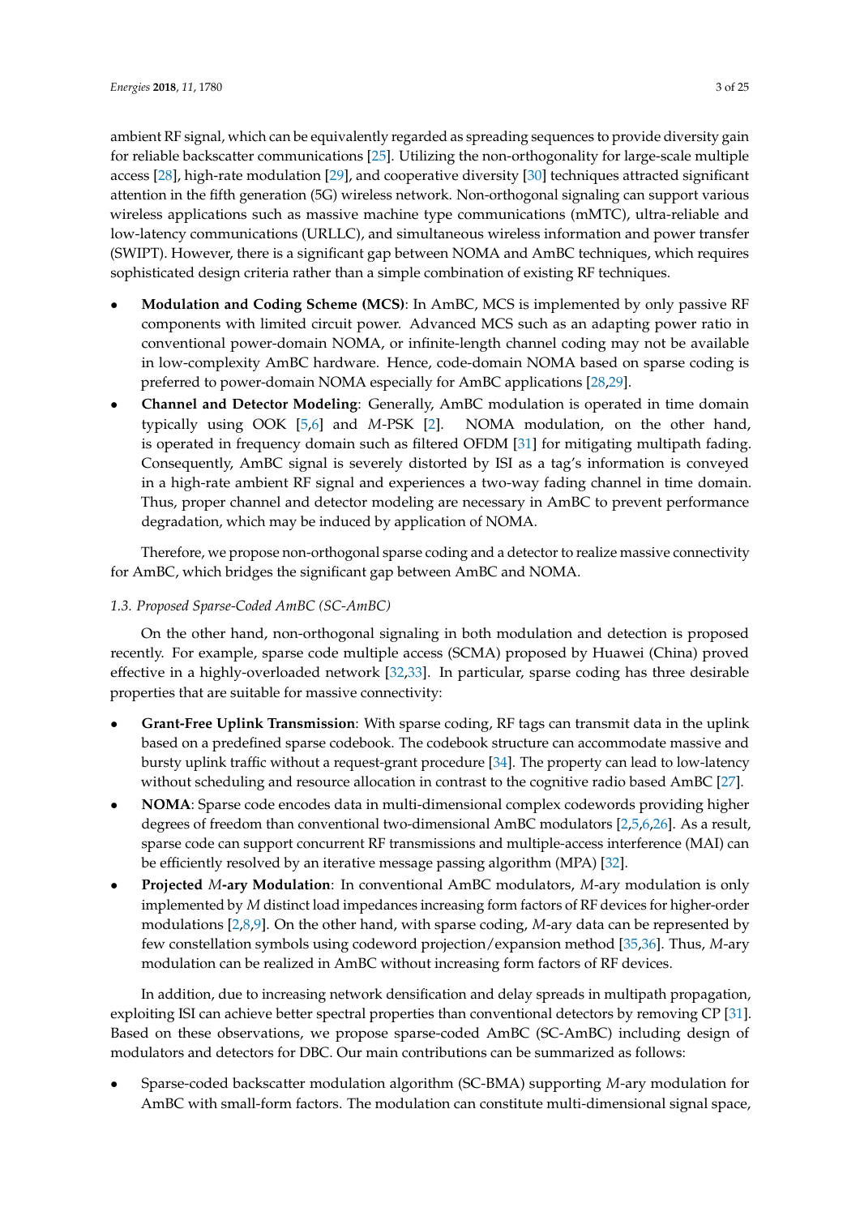ambient RF signal, which can be equivalently regarded as spreading sequences to provide diversity gain for reliable backscatter communications [25]. Utilizing the non-orthogonality for large-scale multiple access [28], high-rate modulation [29], and cooperative diversity [30] techniques attracted significant attention in the fifth generation (5G) wireless network. Non-orthogonal signaling can support various wireless applications such as massive machine type communications (mMTC), ultra-reliable and low-latency communications (URLLC), and simultaneous wireless information and power transfer (SWIPT). However, there is a significant gap between NOMA and AmBC techniques, which requires sophisticated design criteria rather than a simple combination of existing RF techniques.

- **Modulation and Coding Scheme (MCS)**: In AmBC, MCS is implemented by only passive RF components with limited circuit power. Advanced MCS such as an adapting power ratio in conventional power-domain NOMA, or infinite-length channel coding may not be available in low-complexity AmBC hardware. Hence, code-domain NOMA based on sparse coding is preferred to power-domain NOMA especially for AmBC applications [28,29].
- **Channel and Detector Modeling**: Generally, AmBC modulation is operated in time domain typically using OOK [5,6] and $M$-PSK [2]. NOMA modulation, on the other hand, is operated in frequency domain such as filtered OFDM [31] for mitigating multipath fading. Consequently, AmBC signal is severely distorted by ISI as a tag's information is conveyed in a high-rate ambient RF signal and experiences a two-way fading channel in time domain. Thus, proper channel and detector modeling are necessary in AmBC to prevent performance degradation, which may be induced by application of NOMA.

Therefore, we propose non-orthogonal sparse coding and a detector to realize massive connectivity for AmBC, which bridges the significant gap between AmBC and NOMA.

### *1.3. Proposed Sparse-Coded AmBC (SC-AmBC)*

On the other hand, non-orthogonal signaling in both modulation and detection is proposed recently. For example, sparse code multiple access (SCMA) proposed by Huawei (China) proved effective in a highly-overloaded network [32,33]. In particular, sparse coding has three desirable properties that are suitable for massive connectivity:

- **Grant-Free Uplink Transmission**: With sparse coding, RF tags can transmit data in the uplink based on a predefined sparse codebook. The codebook structure can accommodate massive and bursty uplink traffic without a request-grant procedure [34]. The property can lead to low-latency without scheduling and resource allocation in contrast to the cognitive radio based AmBC [27].
- **NOMA**: Sparse code encodes data in multi-dimensional complex codewords providing higher degrees of freedom than conventional two-dimensional AmBC modulators [2,5,6,26]. As a result, sparse code can support concurrent RF transmissions and multiple-access interference (MAI) can be efficiently resolved by an iterative message passing algorithm (MPA) [32].
- **Projected $M$-ary Modulation**: In conventional AmBC modulators, $M$-ary modulation is only implemented by $M$ distinct load impedances increasing form factors of RF devices for higher-order modulations [2,8,9]. On the other hand, with sparse coding, $M$-ary data can be represented by few constellation symbols using codeword projection/expansion method [35,36]. Thus, $M$-ary modulation can be realized in AmBC without increasing form factors of RF devices.

In addition, due to increasing network densification and delay spreads in multipath propagation, exploiting ISI can achieve better spectral properties than conventional detectors by removing CP [31]. Based on these observations, we propose sparse-coded AmBC (SC-AmBC) including design of modulators and detectors for DBC. Our main contributions can be summarized as follows:

- Sparse-coded backscatter modulation algorithm (SC-BMA) supporting $M$-ary modulation for AmBC with small-form factors. The modulation can constitute multi-dimensional signal space,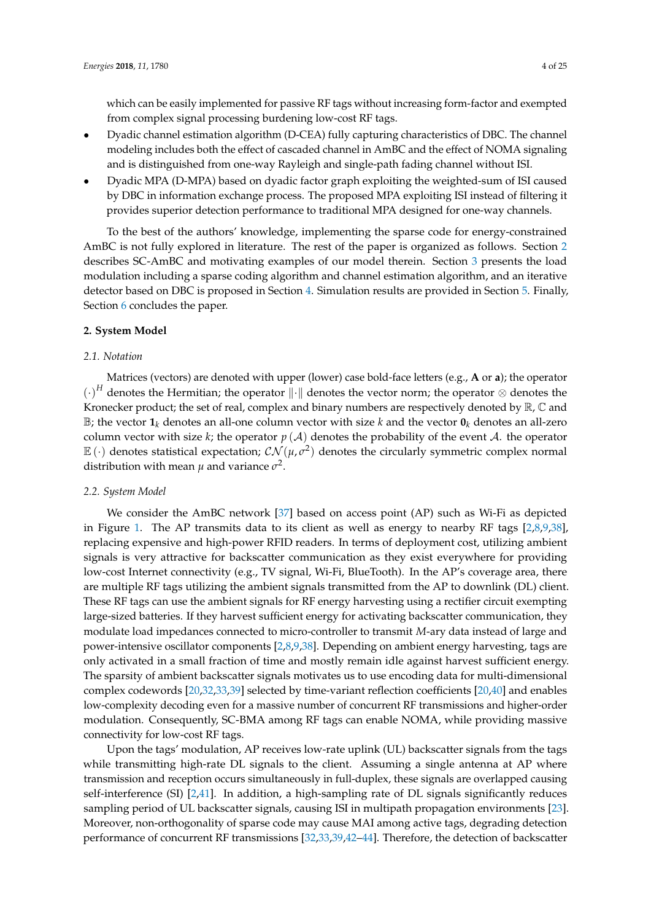which can be easily implemented for passive RF tags without increasing form-factor and exempted from complex signal processing burdening low-cost RF tags.

- Dyadic channel estimation algorithm (D-CEA) fully capturing characteristics of DBC. The channel modeling includes both the effect of cascaded channel in AmBC and the effect of NOMA signaling and is distinguished from one-way Rayleigh and single-path fading channel without ISI.
- Dyadic MPA (D-MPA) based on dyadic factor graph exploiting the weighted-sum of ISI caused by DBC in information exchange process. The proposed MPA exploiting ISI instead of filtering it provides superior detection performance to traditional MPA designed for one-way channels.

To the best of the authors' knowledge, implementing the sparse code for energy-constrained AmBC is not fully explored in literature. The rest of the paper is organized as follows. Section 2 describes SC-AmBC and motivating examples of our model therein. Section 3 presents the load modulation including a sparse coding algorithm and channel estimation algorithm, and an iterative detector based on DBC is proposed in Section 4. Simulation results are provided in Section 5. Finally, Section 6 concludes the paper.

## 2. System Model

### 2.1. Notation

Matrices (vectors) are denoted with upper (lower) case bold-face letters (e.g., $\mathbf{A}$ or $\mathbf{a}$); the operator $(\cdot)^H$ denotes the Hermitian; the operator $\|\cdot\|$ denotes the vector norm; the operator $\otimes$ denotes the Kronecker product; the set of real, complex and binary numbers are respectively denoted by $\mathbb{R}$, $\mathbb{C}$ and $\mathbb{B}$; the vector $\mathbf{1}_k$ denotes an all-one column vector with size $k$ and the vector $\mathbf{0}_k$ denotes an all-zero column vector with size $k$; the operator $p(\mathcal{A})$ denotes the probability of the event $\mathcal{A}$. the operator $\mathbb{E}(\cdot)$ denotes statistical expectation; $\mathcal{CN}(\mu, \sigma^2)$ denotes the circularly symmetric complex normal distribution with mean $\mu$ and variance $\sigma^2$.

### 2.2. System Model

We consider the AmBC network [37] based on access point (AP) such as Wi-Fi as depicted in Figure 1. The AP transmits data to its client as well as energy to nearby RF tags [2,8,9,38], replacing expensive and high-power RFID readers. In terms of deployment cost, utilizing ambient signals is very attractive for backscatter communication as they exist everywhere for providing low-cost Internet connectivity (e.g., TV signal, Wi-Fi, BlueTooth). In the AP's coverage area, there are multiple RF tags utilizing the ambient signals transmitted from the AP to downlink (DL) client. These RF tags can use the ambient signals for RF energy harvesting using a rectifier circuit exempting large-sized batteries. If they harvest sufficient energy for activating backscatter communication, they modulate load impedances connected to micro-controller to transmit $M$-ary data instead of large and power-intensive oscillator components [2,8,9,38]. Depending on ambient energy harvesting, tags are only activated in a small fraction of time and mostly remain idle against harvest sufficient energy. The sparsity of ambient backscatter signals motivates us to use encoding data for multi-dimensional complex codewords [20,32,33,39] selected by time-variant reflection coefficients [20,40] and enables low-complexity decoding even for a massive number of concurrent RF transmissions and higher-order modulation. Consequently, SC-BMA among RF tags can enable NOMA, while providing massive connectivity for low-cost RF tags.

Upon the tags' modulation, AP receives low-rate uplink (UL) backscatter signals from the tags while transmitting high-rate DL signals to the client. Assuming a single antenna at AP where transmission and reception occurs simultaneously in full-duplex, these signals are overlapped causing self-interference (SI) [2,41]. In addition, a high-sampling rate of DL signals significantly reduces sampling period of UL backscatter signals, causing ISI in multipath propagation environments [23]. Moreover, non-orthogonality of sparse code may cause MAI among active tags, degrading detection performance of concurrent RF transmissions [32,33,39,42–44]. Therefore, the detection of backscatter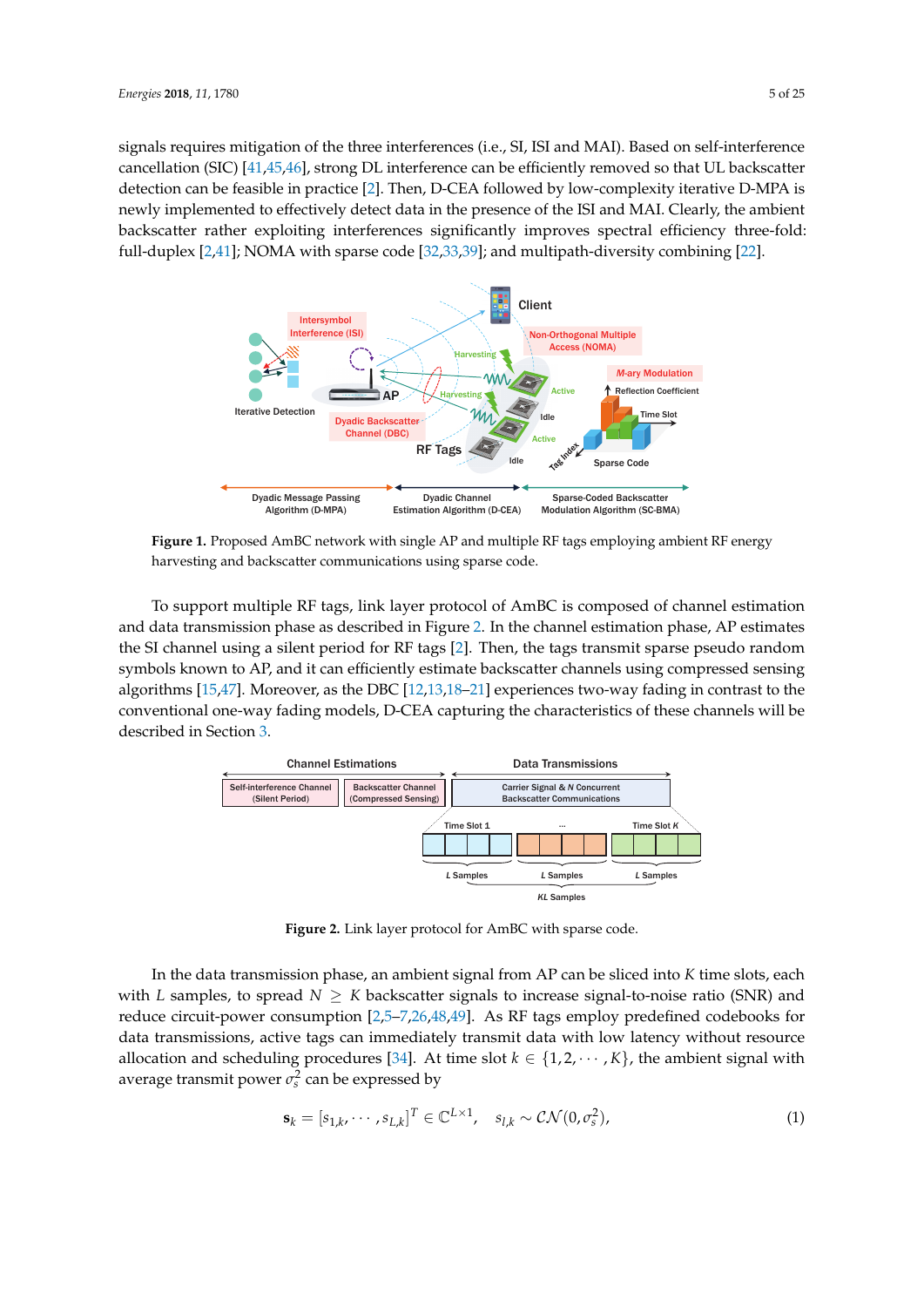signals requires mitigation of the three interferences (i.e., SI, ISI and MAI). Based on self-interference cancellation (SIC) [41,45,46], strong DL interference can be efficiently removed so that UL backscatter detection can be feasible in practice [2]. Then, D-CEA followed by low-complexity iterative D-MPA is newly implemented to effectively detect data in the presence of the ISI and MAI. Clearly, the ambient backscatter rather exploiting interferences significantly improves spectral efficiency three-fold: full-duplex [2,41]; NOMA with sparse code [32,33,39]; and multipath-diversity combining [22].

**Figure 1.** Proposed AmBC network with single AP and multiple RF tags employing ambient RF energy harvesting and backscatter communications using sparse code.

To support multiple RF tags, link layer protocol of AmBC is composed of channel estimation and data transmission phase as described in Figure 2. In the channel estimation phase, AP estimates the SI channel using a silent period for RF tags [2]. Then, the tags transmit sparse pseudo random symbols known to AP, and it can efficiently estimate backscatter channels using compressed sensing algorithms [15,47]. Moreover, as the DBC [12,13,18–21] experiences two-way fading in contrast to the conventional one-way fading models, D-CEA capturing the characteristics of these channels will be described in Section 3.

**Figure 2.** Link layer protocol for AmBC with sparse code.

In the data transmission phase, an ambient signal from AP can be sliced into $K$ time slots, each with $L$ samples, to spread $N \geq K$ backscatter signals to increase signal-to-noise ratio (SNR) and reduce circuit-power consumption [2,5–7,26,48,49]. As RF tags employ predefined codebooks for data transmissions, active tags can immediately transmit data with low latency without resource allocation and scheduling procedures [34]. At time slot $k \in \{1, 2, \cdots, K\}$, the ambient signal with average transmit power $\sigma_s^2$ can be expressed by

$$\mathbf{s}_k = [s_{1,k}, \cdots, s_{L,k}]^T \in \mathbb{C}^{L \times 1}, \quad s_{l,k} \sim \mathcal{CN}(0, \sigma_s^2), \tag{1}$$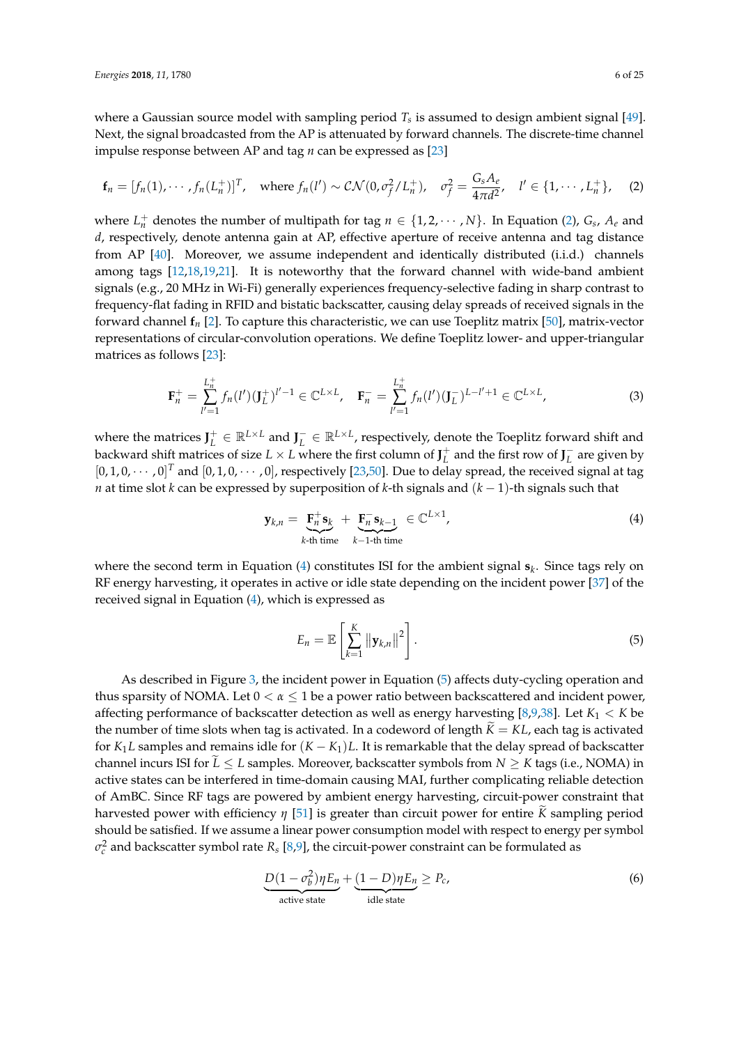where a Gaussian source model with sampling period $T_s$ is assumed to design ambient signal [49]. Next, the signal broadcasted from the AP is attenuated by forward channels. The discrete-time channel impulse response between AP and tag $n$ can be expressed as [23]

$$\mathbf{f}_n = [f_n(1), \cdots, f_n(L_n^+)]^T, \quad \text{where } f_n(l') \sim \mathcal{CN}(0, \sigma_f^2/L_n^+), \quad \sigma_f^2 = \frac{G_s A_e}{4\pi d^2}, \quad l' \in \{1, \cdots, L_n^+\}, \tag{2}$$

where $L_n^+$ denotes the number of multipath for tag $n \in \{1, 2, \cdots, N\}$. In Equation (2), $G_s$, $A_e$ and $d$, respectively, denote antenna gain at AP, effective aperture of receive antenna and tag distance from AP [40]. Moreover, we assume independent and identically distributed (i.i.d.) channels among tags [12,18,19,21]. It is noteworthy that the forward channel with wide-band ambient signals (e.g., 20 MHz in Wi-Fi) generally experiences frequency-selective fading in sharp contrast to frequency-flat fading in RFID and bistatic backscatter, causing delay spreads of received signals in the forward channel $\mathbf{f}_n$ [2]. To capture this characteristic, we can use Toeplitz matrix [50], matrix-vector representations of circular-convolution operations. We define Toeplitz lower- and upper-triangular matrices as follows [23]:

$$\mathbf{F}_n^+ = \sum_{l'=1}^{L_n^+} f_n(l')(\mathbf{J}_L^+)^{l'-1} \in \mathbb{C}^{L \times L}, \quad \mathbf{F}_n^- = \sum_{l'=1}^{L_n^+} f_n(l')(\mathbf{J}_L^-)^{L-l'+1} \in \mathbb{C}^{L \times L}, \tag{3}$$

where the matrices $\mathbf{J}_L^+ \in \mathbb{R}^{L \times L}$ and $\mathbf{J}_L^- \in \mathbb{R}^{L \times L}$, respectively, denote the Toeplitz forward shift and backward shift matrices of size $L \times L$ where the first column of $\mathbf{J}_L^+$ and the first row of $\mathbf{J}_L^-$ are given by $[0, 1, 0, \cdots, 0]^T$ and $[0, 1, 0, \cdots, 0]$, respectively [23,50]. Due to delay spread, the received signal at tag $n$ at time slot $k$ can be expressed by superposition of $k$-th signals and $(k-1)$-th signals such that

$$\mathbf{y}_{k,n} = \underbrace{\mathbf{F}_n^+ \mathbf{s}_k}_{k\text{-th time}} + \underbrace{\mathbf{F}_n^- \mathbf{s}_{k-1}}_{k-1\text{-th time}} \in \mathbb{C}^{L \times 1}, \tag{4}$$

where the second term in Equation (4) constitutes ISI for the ambient signal $\mathbf{s}_k$. Since tags rely on RF energy harvesting, it operates in active or idle state depending on the incident power [37] of the received signal in Equation (4), which is expressed as

$$E_n = \mathbb{E}\left[\sum_{k=1}^{K} \left\|\mathbf{y}_{k,n}\right\|^2\right]. \tag{5}$$

As described in Figure 3, the incident power in Equation (5) affects duty-cycling operation and thus sparsity of NOMA. Let $0 < \alpha \leq 1$ be a power ratio between backscattered and incident power, affecting performance of backscatter detection as well as energy harvesting [8,9,38]. Let $K_1 < K$ be the number of time slots when tag is activated. In a codeword of length $\widetilde{K} = KL$, each tag is activated for $K_1 L$ samples and remains idle for $(K - K_1)L$. It is remarkable that the delay spread of backscatter channel incurs ISI for $\widetilde{L} \leq L$ samples. Moreover, backscatter symbols from $N \geq K$ tags (i.e., NOMA) in active states can be interfered in time-domain causing MAI, further complicating reliable detection of AmBC. Since RF tags are powered by ambient energy harvesting, circuit-power constraint that harvested power with efficiency $\eta$ [51] is greater than circuit power for entire $\widetilde{K}$ sampling period should be satisfied. If we assume a linear power consumption model with respect to energy per symbol $\sigma_c^2$ and backscatter symbol rate $R_s$ [8,9], the circuit-power constraint can be formulated as

$$\underbrace{D(1-\sigma_b^2)\eta E_n}_{\text{active state}} + \underbrace{(1-D)\eta E_n}_{\text{idle state}} \geq P_c, \tag{6}$$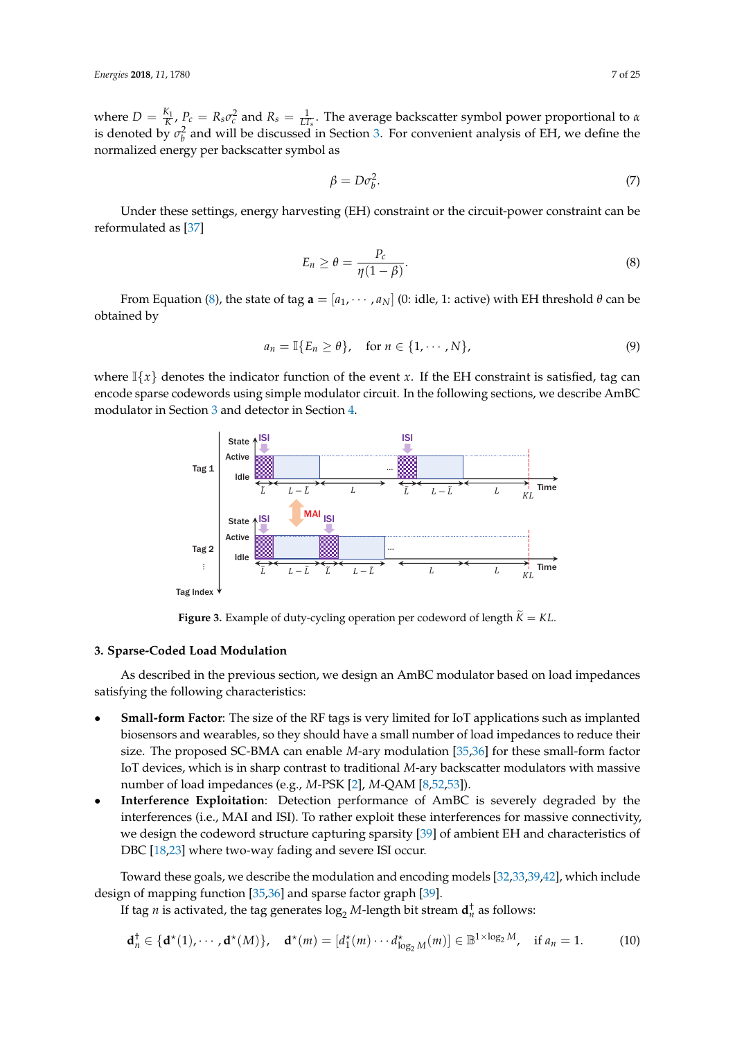where $D = \frac{K_1}{K}$, $P_c = R_s\sigma_c^2$ and $R_s = \frac{1}{LT_s}$. The average backscatter symbol power proportional to $\alpha$ is denoted by $\sigma_b^2$ and will be discussed in Section 3. For convenient analysis of EH, we define the normalized energy per backscatter symbol as

$$\beta = D\sigma_b^2. \tag{7}$$

Under these settings, energy harvesting (EH) constraint or the circuit-power constraint can be reformulated as [37]

$$E_n \geq \theta = \frac{P_c}{\eta(1-\beta)}. \tag{8}$$

From Equation (8), the state of tag $\mathbf{a} = [a_1, \cdots, a_N]$ (0: idle, 1: active) with EH threshold $\theta$ can be obtained by

$$a_n = \mathbb{I}\{E_n \geq \theta\}, \quad \text{for } n \in \{1, \cdots, N\}, \tag{9}$$

where $\mathbb{I}\{x\}$ denotes the indicator function of the event $x$. If the EH constraint is satisfied, tag can encode sparse codewords using simple modulator circuit. In the following sections, we describe AmBC modulator in Section 3 and detector in Section 4.

**Figure 3.** Example of duty-cycling operation per codeword of length $\widetilde{K} = KL$.

## 3. Sparse-Coded Load Modulation

As described in the previous section, we design an AmBC modulator based on load impedances satisfying the following characteristics:

- **Small-form Factor**: The size of the RF tags is very limited for IoT applications such as implanted biosensors and wearables, so they should have a small number of load impedances to reduce their size. The proposed SC-BMA can enable $M$-ary modulation [35,36] for these small-form factor IoT devices, which is in sharp contrast to traditional $M$-ary backscatter modulators with massive number of load impedances (e.g., $M$-PSK [2], $M$-QAM [8,52,53]).
- **Interference Exploitation**: Detection performance of AmBC is severely degraded by the interferences (i.e., MAI and ISI). To rather exploit these interferences for massive connectivity, we design the codeword structure capturing sparsity [39] of ambient EH and characteristics of DBC [18,23] where two-way fading and severe ISI occur.

Toward these goals, we describe the modulation and encoding models [32,33,39,42], which include design of mapping function [35,36] and sparse factor graph [39].

If tag $n$ is activated, the tag generates $\log_2 M$-length bit stream $\mathbf{d}_n^\dagger$ as follows:

$$\mathbf{d}_n^\dagger \in \{\mathbf{d}^\star(1), \cdots, \mathbf{d}^\star(M)\}, \quad \mathbf{d}^\star(m) = [d_1^\star(m) \cdots d_{\log_2 M}^\star(m)] \in \mathbb{B}^{1\times \log_2 M}, \quad \text{if } a_n = 1. \tag{10}$$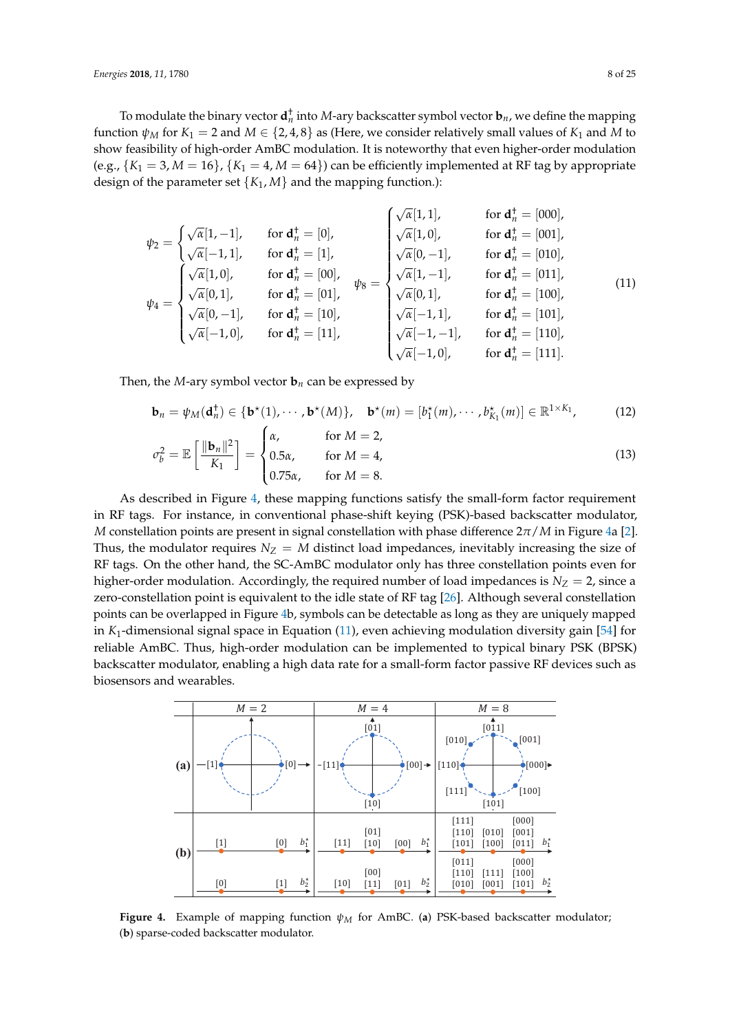To modulate the binary vector $\mathbf{d}_n^\dagger$ into $M$-ary backscatter symbol vector $\mathbf{b}_n$, we define the mapping function $\psi_M$ for $K_1 = 2$ and $M \in \{2, 4, 8\}$ as (Here, we consider relatively small values of $K_1$ and $M$ to show feasibility of high-order AmBC modulation. It is noteworthy that even higher-order modulation (e.g., $\{K_1 = 3, M = 16\}$, $\{K_1 = 4, M = 64\}$) can be efficiently implemented at RF tag by appropriate design of the parameter set $\{K_1, M\}$ and the mapping function.):

$$
\psi_2 = \begin{cases} \sqrt{\alpha}[1,-1], & \text{for } \mathbf{d}_n^\dagger = [0], \\ \sqrt{\alpha}[-1,1], & \text{for } \mathbf{d}_n^\dagger = [1], \end{cases}
\quad
\psi_4 = \begin{cases} \sqrt{\alpha}[1,0], & \text{for } \mathbf{d}_n^\dagger = [00], \\ \sqrt{\alpha}[0,1], & \text{for } \mathbf{d}_n^\dagger = [01], \\ \sqrt{\alpha}[0,-1], & \text{for } \mathbf{d}_n^\dagger = [10], \\ \sqrt{\alpha}[-1,0], & \text{for } \mathbf{d}_n^\dagger = [11], \end{cases}
\quad
\psi_8 = \begin{cases} \sqrt{\alpha}[1,1], & \text{for } \mathbf{d}_n^\dagger = [000], \\ \sqrt{\alpha}[1,0], & \text{for } \mathbf{d}_n^\dagger = [001], \\ \sqrt{\alpha}[0,-1], & \text{for } \mathbf{d}_n^\dagger = [010], \\ \sqrt{\alpha}[1,-1], & \text{for } \mathbf{d}_n^\dagger = [011], \\ \sqrt{\alpha}[0,1], & \text{for } \mathbf{d}_n^\dagger = [100], \\ \sqrt{\alpha}[-1,1], & \text{for } \mathbf{d}_n^\dagger = [101], \\ \sqrt{\alpha}[-1,-1], & \text{for } \mathbf{d}_n^\dagger = [110], \\ \sqrt{\alpha}[-1,0], & \text{for } \mathbf{d}_n^\dagger = [111]. \end{cases} \tag{11}
$$

Then, the $M$-ary symbol vector $\mathbf{b}_n$ can be expressed by

$$
\mathbf{b}_n = \psi_M(\mathbf{d}_n^\dagger) \in \{\mathbf{b}^\star(1), \cdots, \mathbf{b}^\star(M)\}, \quad \mathbf{b}^\star(m) = [b_1^\star(m), \cdots, b_{K_1}^\star(m)] \in \mathbb{R}^{1\times K_1}, \tag{12}
$$

$$
\sigma_b^2 = \mathbb{E}\left[\frac{\|\mathbf{b}_n\|^2}{K_1}\right] = \begin{cases} \alpha, & \text{for } M = 2, \\ 0.5\alpha, & \text{for } M = 4, \\ 0.75\alpha, & \text{for } M = 8. \end{cases} \tag{13}
$$

As described in Figure 4, these mapping functions satisfy the small-form factor requirement in RF tags. For instance, in conventional phase-shift keying (PSK)-based backscatter modulator, $M$ constellation points are present in signal constellation with phase difference $2\pi/M$ in Figure 4a [2]. Thus, the modulator requires $N_Z = M$ distinct load impedances, inevitably increasing the size of RF tags. On the other hand, the SC-AmBC modulator only has three constellation points even for higher-order modulation. Accordingly, the required number of load impedances is $N_Z = 2$, since a zero-constellation point is equivalent to the idle state of RF tag [26]. Although several constellation points can be overlapped in Figure 4b, symbols can be detectable as long as they are uniquely mapped in $K_1$-dimensional signal space in Equation (11), even achieving modulation diversity gain [54] for reliable AmBC. Thus, high-order modulation can be implemented to typical binary PSK (BPSK) backscatter modulator, enabling a high data rate for a small-form factor passive RF devices such as biosensors and wearables.

**Figure 4.** Example of mapping function $\psi_M$ for AmBC. (**a**) PSK-based backscatter modulator; (**b**) sparse-coded backscatter modulator.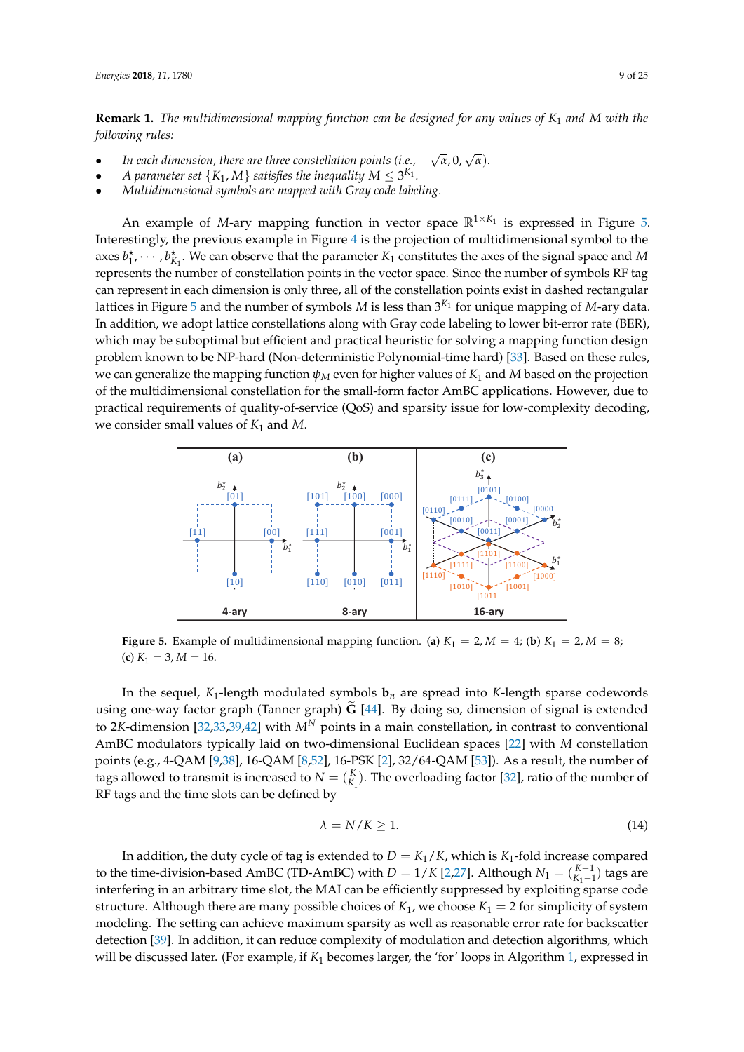**Remark 1.** *The multidimensional mapping function can be designed for any values of $K_1$ and $M$ with the following rules:*

- *In each dimension, there are three constellation points (i.e., $-\sqrt{\alpha}, 0, \sqrt{\alpha}$).*
- *A parameter set $\{K_1, M\}$ satisfies the inequality $M \leq 3^{K_1}$.*
- *Multidimensional symbols are mapped with Gray code labeling.*

An example of $M$-ary mapping function in vector space $\mathbb{R}^{1\times K_1}$ is expressed in Figure 5. Interestingly, the previous example in Figure 4 is the projection of multidimensional symbol to the axes $b_1^\star, \cdots, b_{K_1}^\star$. We can observe that the parameter $K_1$ constitutes the axes of the signal space and $M$ represents the number of constellation points in the vector space. Since the number of symbols RF tag can represent in each dimension is only three, all of the constellation points exist in dashed rectangular lattices in Figure 5 and the number of symbols $M$ is less than $3^{K_1}$ for unique mapping of $M$-ary data. In addition, we adopt lattice constellations along with Gray code labeling to lower bit-error rate (BER), which may be suboptimal but efficient and practical heuristic for solving a mapping function design problem known to be NP-hard (Non-deterministic Polynomial-time hard) [33]. Based on these rules, we can generalize the mapping function $\psi_M$ even for higher values of $K_1$ and $M$ based on the projection of the multidimensional constellation for the small-form factor AmBC applications. However, due to practical requirements of quality-of-service (QoS) and sparsity issue for low-complexity decoding, we consider small values of $K_1$ and $M$.

**Figure 5.** Example of multidimensional mapping function. (**a**) $K_1 = 2, M = 4$; (**b**) $K_1 = 2, M = 8$; (**c**) $K_1 = 3, M = 16$.

In the sequel, $K_1$-length modulated symbols $\mathbf{b}_n$ are spread into $K$-length sparse codewords using one-way factor graph (Tanner graph) $\widetilde{\mathbf{G}}$ [44]. By doing so, dimension of signal is extended to $2K$-dimension [32,33,39,42] with $M^N$ points in a main constellation, in contrast to conventional AmBC modulators typically laid on two-dimensional Euclidean spaces [22] with $M$ constellation points (e.g., 4-QAM [9,38], 16-QAM [8,52], 16-PSK [2], 32/64-QAM [53]). As a result, the number of tags allowed to transmit is increased to $N = \binom{K}{K_1}$. The overloading factor [32], ratio of the number of RF tags and the time slots can be defined by

$$\lambda = N/K \geq 1. \tag{14}$$

In addition, the duty cycle of tag is extended to $D = K_1/K$, which is $K_1$-fold increase compared to the time-division-based AmBC (TD-AmBC) with $D = 1/K$ [2,27]. Although $N_1 = \binom{K-1}{K_1-1}$ tags are interfering in an arbitrary time slot, the MAI can be efficiently suppressed by exploiting sparse code structure. Although there are many possible choices of $K_1$, we choose $K_1 = 2$ for simplicity of system modeling. The setting can achieve maximum sparsity as well as reasonable error rate for backscatter detection [39]. In addition, it can reduce complexity of modulation and detection algorithms, which will be discussed later. (For example, if $K_1$ becomes larger, the 'for' loops in Algorithm 1, expressed in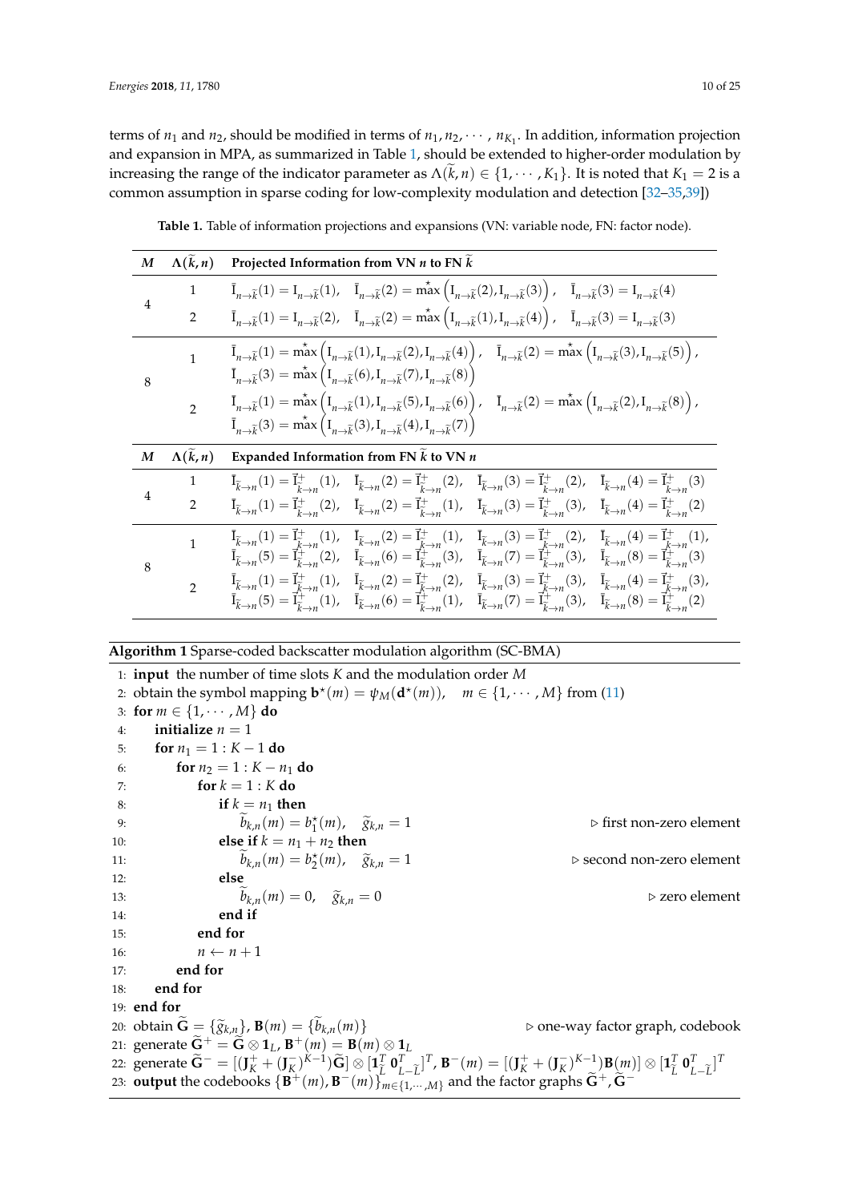terms of $n_1$ and $n_2$, should be modified in terms of $n_1, n_2, \cdots, n_{K_1}$. In addition, information projection and expansion in MPA, as summarized in Table 1, should be extended to higher-order modulation by increasing the range of the indicator parameter as $\Lambda(\widetilde{k}, n) \in \{1, \cdots, K_1\}$. It is noted that $K_1 = 2$ is a common assumption in sparse coding for low-complexity modulation and detection [32–35,39])

**Table 1.** Table of information projections and expansions (VN: variable node, FN: factor node).

| $M$ | $\Lambda(\widetilde{k}, n)$ | Projected Information from VN $n$ to FN $\widetilde{k}$ |
|---|---|---|
| 4 | 1 | $\bar{\mathrm{I}}_{n\to\widetilde{k}}(1) = \mathrm{I}_{n\to\widetilde{k}}(1)$, $\bar{\mathrm{I}}_{n\to\widetilde{k}}(2) = \overset{\star}{\max}\left(\mathrm{I}_{n\to\widetilde{k}}(2), \mathrm{I}_{n\to\widetilde{k}}(3)\right)$, $\bar{\mathrm{I}}_{n\to\widetilde{k}}(3) = \mathrm{I}_{n\to\widetilde{k}}(4)$ |
| | 2 | $\bar{\mathrm{I}}_{n\to\widetilde{k}}(1) = \mathrm{I}_{n\to\widetilde{k}}(2)$, $\bar{\mathrm{I}}_{n\to\widetilde{k}}(2) = \overset{\star}{\max}\left(\mathrm{I}_{n\to\widetilde{k}}(1), \mathrm{I}_{n\to\widetilde{k}}(4)\right)$, $\bar{\mathrm{I}}_{n\to\widetilde{k}}(3) = \mathrm{I}_{n\to\widetilde{k}}(3)$ |
| 8 | 1 | $\bar{\mathrm{I}}_{n\to\widetilde{k}}(1) = \overset{\star}{\max}\left(\mathrm{I}_{n\to\widetilde{k}}(1), \mathrm{I}_{n\to\widetilde{k}}(2), \mathrm{I}_{n\to\widetilde{k}}(4)\right)$, $\bar{\mathrm{I}}_{n\to\widetilde{k}}(2) = \overset{\star}{\max}\left(\mathrm{I}_{n\to\widetilde{k}}(3), \mathrm{I}_{n\to\widetilde{k}}(5)\right)$, $\bar{\mathrm{I}}_{n\to\widetilde{k}}(3) = \overset{\star}{\max}\left(\mathrm{I}_{n\to\widetilde{k}}(6), \mathrm{I}_{n\to\widetilde{k}}(7), \mathrm{I}_{n\to\widetilde{k}}(8)\right)$ |
| | 2 | $\bar{\mathrm{I}}_{n\to\widetilde{k}}(1) = \overset{\star}{\max}\left(\mathrm{I}_{n\to\widetilde{k}}(1), \mathrm{I}_{n\to\widetilde{k}}(5), \mathrm{I}_{n\to\widetilde{k}}(6)\right)$, $\bar{\mathrm{I}}_{n\to\widetilde{k}}(2) = \overset{\star}{\max}\left(\mathrm{I}_{n\to\widetilde{k}}(2), \mathrm{I}_{n\to\widetilde{k}}(8)\right)$, $\bar{\mathrm{I}}_{n\to\widetilde{k}}(3) = \overset{\star}{\max}\left(\mathrm{I}_{n\to\widetilde{k}}(3), \mathrm{I}_{n\to\widetilde{k}}(4), \mathrm{I}_{n\to\widetilde{k}}(7)\right)$ |
| $M$ | $\Lambda(\widetilde{k}, n)$ | **Expanded Information from FN $\widetilde{k}$ to VN $n$** |
| 4 | 1 | $\bar{\mathrm{I}}_{\widetilde{k}\to n}(1) = \bar{\mathrm{I}}^{+}_{\widetilde{k}\to n}(1)$, $\bar{\mathrm{I}}_{\widetilde{k}\to n}(2) = \bar{\mathrm{I}}^{+}_{\widetilde{k}\to n}(2)$, $\bar{\mathrm{I}}_{\widetilde{k}\to n}(3) = \bar{\mathrm{I}}^{+}_{\widetilde{k}\to n}(2)$, $\bar{\mathrm{I}}_{\widetilde{k}\to n}(4) = \bar{\mathrm{I}}^{+}_{\widetilde{k}\to n}(3)$ |
| | 2 | $\bar{\mathrm{I}}_{\widetilde{k}\to n}(1) = \bar{\mathrm{I}}^{+}_{\widetilde{k}\to n}(2)$, $\bar{\mathrm{I}}_{\widetilde{k}\to n}(2) = \bar{\mathrm{I}}^{+}_{\widetilde{k}\to n}(1)$, $\bar{\mathrm{I}}_{\widetilde{k}\to n}(3) = \bar{\mathrm{I}}^{+}_{\widetilde{k}\to n}(3)$, $\bar{\mathrm{I}}_{\widetilde{k}\to n}(4) = \bar{\mathrm{I}}^{+}_{\widetilde{k}\to n}(2)$ |
| 8 | 1 | $\bar{\mathrm{I}}_{\widetilde{k}\to n}(1) = \bar{\mathrm{I}}^{+}_{\widetilde{k}\to n}(1)$, $\bar{\mathrm{I}}_{\widetilde{k}\to n}(2) = \bar{\mathrm{I}}^{+}_{\widetilde{k}\to n}(1)$, $\bar{\mathrm{I}}_{\widetilde{k}\to n}(3) = \bar{\mathrm{I}}^{+}_{\widetilde{k}\to n}(2)$, $\bar{\mathrm{I}}_{\widetilde{k}\to n}(4) = \bar{\mathrm{I}}^{+}_{\widetilde{k}\to n}(1)$, $\bar{\mathrm{I}}_{\widetilde{k}\to n}(5) = \bar{\mathrm{I}}^{+}_{\widetilde{k}\to n}(2)$, $\bar{\mathrm{I}}_{\widetilde{k}\to n}(6) = \bar{\mathrm{I}}^{+}_{\widetilde{k}\to n}(3)$, $\bar{\mathrm{I}}_{\widetilde{k}\to n}(7) = \bar{\mathrm{I}}^{+}_{\widetilde{k}\to n}(3)$, $\bar{\mathrm{I}}_{\widetilde{k}\to n}(8) = \bar{\mathrm{I}}^{+}_{\widetilde{k}\to n}(3)$ |
| | 2 | $\bar{\mathrm{I}}_{\widetilde{k}\to n}(1) = \bar{\mathrm{I}}^{+}_{\widetilde{k}\to n}(1)$, $\bar{\mathrm{I}}_{\widetilde{k}\to n}(2) = \bar{\mathrm{I}}^{+}_{\widetilde{k}\to n}(2)$, $\bar{\mathrm{I}}_{\widetilde{k}\to n}(3) = \bar{\mathrm{I}}^{+}_{\widetilde{k}\to n}(3)$, $\bar{\mathrm{I}}_{\widetilde{k}\to n}(4) = \bar{\mathrm{I}}^{+}_{\widetilde{k}\to n}(3)$, $\bar{\mathrm{I}}_{\widetilde{k}\to n}(5) = \bar{\mathrm{I}}^{+}_{\widetilde{k}\to n}(1)$, $\bar{\mathrm{I}}_{\widetilde{k}\to n}(6) = \bar{\mathrm{I}}^{+}_{\widetilde{k}\to n}(1)$, $\bar{\mathrm{I}}_{\widetilde{k}\to n}(7) = \bar{\mathrm{I}}^{+}_{\widetilde{k}\to n}(3)$, $\bar{\mathrm{I}}_{\widetilde{k}\to n}(8) = \bar{\mathrm{I}}^{+}_{\widetilde{k}\to n}(2)$ |

**Algorithm 1** Sparse-coded backscatter modulation algorithm (SC-BMA)

```
1:  input the number of time slots K and the modulation order M
2:  obtain the symbol mapping b*(m) = ψ_M(d*(m)),   m ∈ {1, ···, M} from (11)
3:  for m ∈ {1, ···, M} do
4:      initialize n = 1
5:      for n_1 = 1 : K − 1 do
6:          for n_2 = 1 : K − n_1 do
7:              for k = 1 : K do
8:                  if k = n_1 then
9:                      b̃_{k,n}(m) = b*_1(m),   g̃_{k,n} = 1        ▷ first non-zero element
10:                 else if k = n_1 + n_2 then
11:                     b̃_{k,n}(m) = b*_2(m),   g̃_{k,n} = 1        ▷ second non-zero element
12:                 else
13:                     b̃_{k,n}(m) = 0,   g̃_{k,n} = 0              ▷ zero element
14:                 end if
15:             end for
16:             n ← n + 1
17:         end for
18:     end for
19: end for
20: obtain G̃ = {g̃_{k,n}}, B(m) = {b̃_{k,n}(m)}                  ▷ one-way factor graph, codebook
21: generate G̃⁺ = G̃ ⊗ 1_L, B⁺(m) = B(m) ⊗ 1_L
22: generate G̃⁻ = [(J⁺_K + (J⁻_K)^{K−1})G̃] ⊗ [1ᵀ_L̃ 0ᵀ_{L−L̃}]ᵀ, B⁻(m) = [(J⁺_K + (J⁻_K)^{K−1})B(m)] ⊗ [1ᵀ_L̃ 0ᵀ_{L−L̃}]ᵀ
23: output the codebooks {B⁺(m), B⁻(m)}_{m∈{1,···,M}} and the factor graphs G̃⁺, G̃⁻
```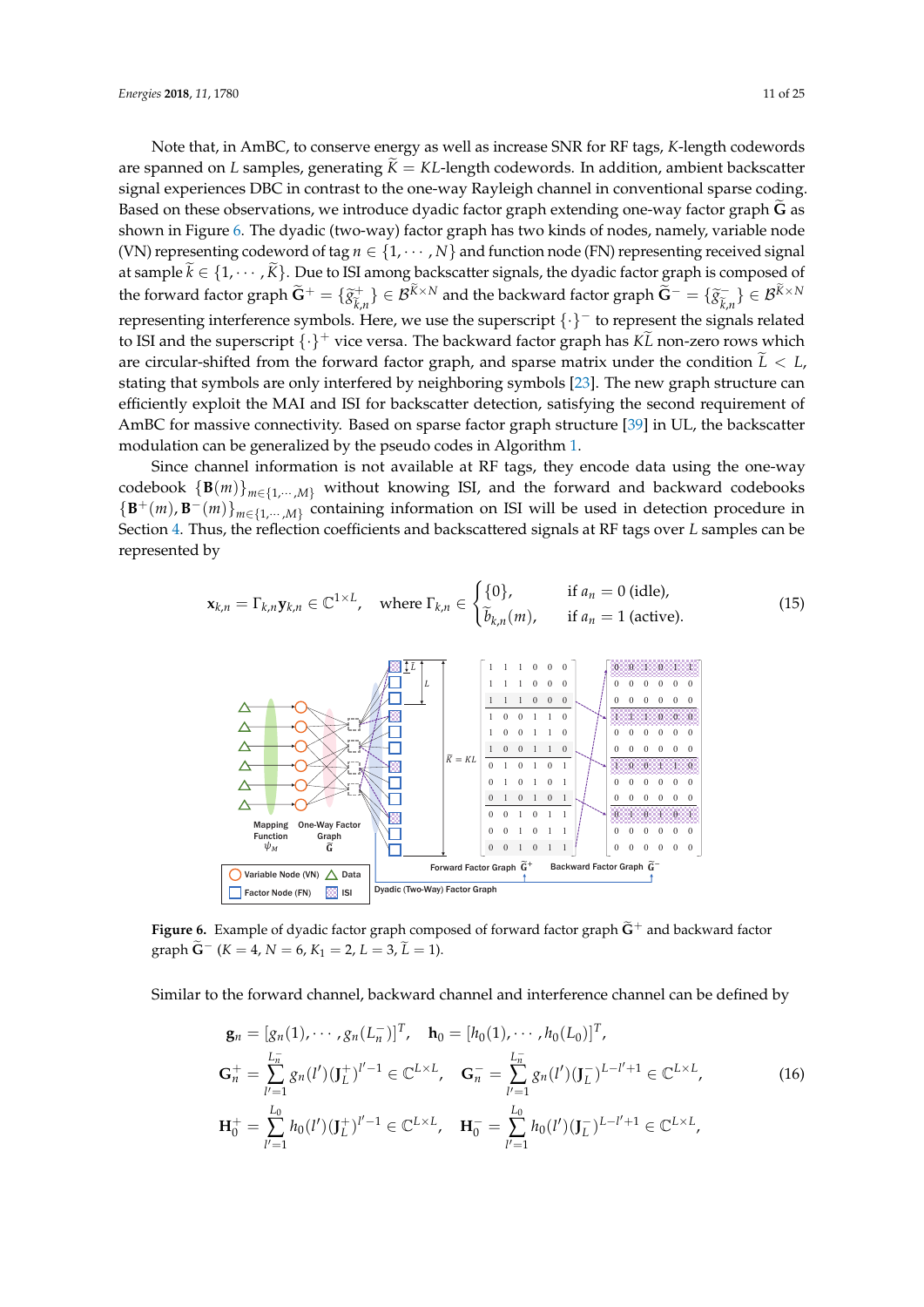Note that, in AmBC, to conserve energy as well as increase SNR for RF tags, $K$-length codewords are spanned on $L$ samples, generating $\widetilde{K} = KL$-length codewords. In addition, ambient backscatter signal experiences DBC in contrast to the one-way Rayleigh channel in conventional sparse coding. Based on these observations, we introduce dyadic factor graph extending one-way factor graph $\widetilde{\mathbf{G}}$ as shown in Figure 6. The dyadic (two-way) factor graph has two kinds of nodes, namely, variable node (VN) representing codeword of tag $n \in \{1, \cdots, N\}$ and function node (FN) representing received signal at sample $\widetilde{k} \in \{1, \cdots, \widetilde{K}\}$. Due to ISI among backscatter signals, the dyadic factor graph is composed of the forward factor graph $\widetilde{\mathbf{G}}^+ = \{\widetilde{g}^+_{\widetilde{k},n}\} \in \mathcal{B}^{\widetilde{K}\times N}$ and the backward factor graph $\widetilde{\mathbf{G}}^- = \{\widetilde{g}^-_{\widetilde{k},n}\} \in \mathcal{B}^{\widetilde{K}\times N}$ representing interference symbols. Here, we use the superscript $\{\cdot\}^-$ to represent the signals related to ISI and the superscript $\{\cdot\}^+$ vice versa. The backward factor graph has $K\widetilde{L}$ non-zero rows which are circular-shifted from the forward factor graph, and sparse matrix under the condition $\widetilde{L} < L$, stating that symbols are only interfered by neighboring symbols [23]. The new graph structure can efficiently exploit the MAI and ISI for backscatter detection, satisfying the second requirement of AmBC for massive connectivity. Based on sparse factor graph structure [39] in UL, the backscatter modulation can be generalized by the pseudo codes in Algorithm 1.

Since channel information is not available at RF tags, they encode data using the one-way codebook $\{\mathbf{B}(m)\}_{m\in\{1,\cdots,M\}}$ without knowing ISI, and the forward and backward codebooks $\{\mathbf{B}^+(m), \mathbf{B}^-(m)\}_{m\in\{1,\cdots,M\}}$ containing information on ISI will be used in detection procedure in Section 4. Thus, the reflection coefficients and backscattered signals at RF tags over $L$ samples can be represented by

$$\mathbf{x}_{k,n} = \Gamma_{k,n}\mathbf{y}_{k,n} \in \mathbb{C}^{1\times L}, \quad \text{where } \Gamma_{k,n} \in \begin{cases} \{0\}, & \text{if } a_n = 0 \text{ (idle)}, \\ \widetilde{b}_{k,n}(m), & \text{if } a_n = 1 \text{ (active)}. \end{cases} \tag{15}$$

**Figure 6.** Example of dyadic factor graph composed of forward factor graph $\widetilde{\mathbf{G}}^+$ and backward factor graph $\widetilde{\mathbf{G}}^-$ ($K = 4$, $N = 6$, $K_1 = 2$, $L = 3$, $\widetilde{L} = 1$).

Similar to the forward channel, backward channel and interference channel can be defined by

$$\begin{aligned}
&\mathbf{g}_n = [g_n(1), \cdots, g_n(L_n^-)]^T, \quad \mathbf{h}_0 = [h_0(1), \cdots, h_0(L_0)]^T, \\
&\mathbf{G}_n^+ = \sum_{l'=1}^{L_n^-} g_n(l')(\mathbf{J}_L^+)^{l'-1} \in \mathbb{C}^{L\times L}, \quad \mathbf{G}_n^- = \sum_{l'=1}^{L_n^-} g_n(l')(\mathbf{J}_L^-)^{L-l'+1} \in \mathbb{C}^{L\times L}, \\
&\mathbf{H}_0^+ = \sum_{l'=1}^{L_0} h_0(l')(\mathbf{J}_L^+)^{l'-1} \in \mathbb{C}^{L\times L}, \quad \mathbf{H}_0^- = \sum_{l'=1}^{L_0} h_0(l')(\mathbf{J}_L^-)^{L-l'+1} \in \mathbb{C}^{L\times L},
\end{aligned} \tag{16}$$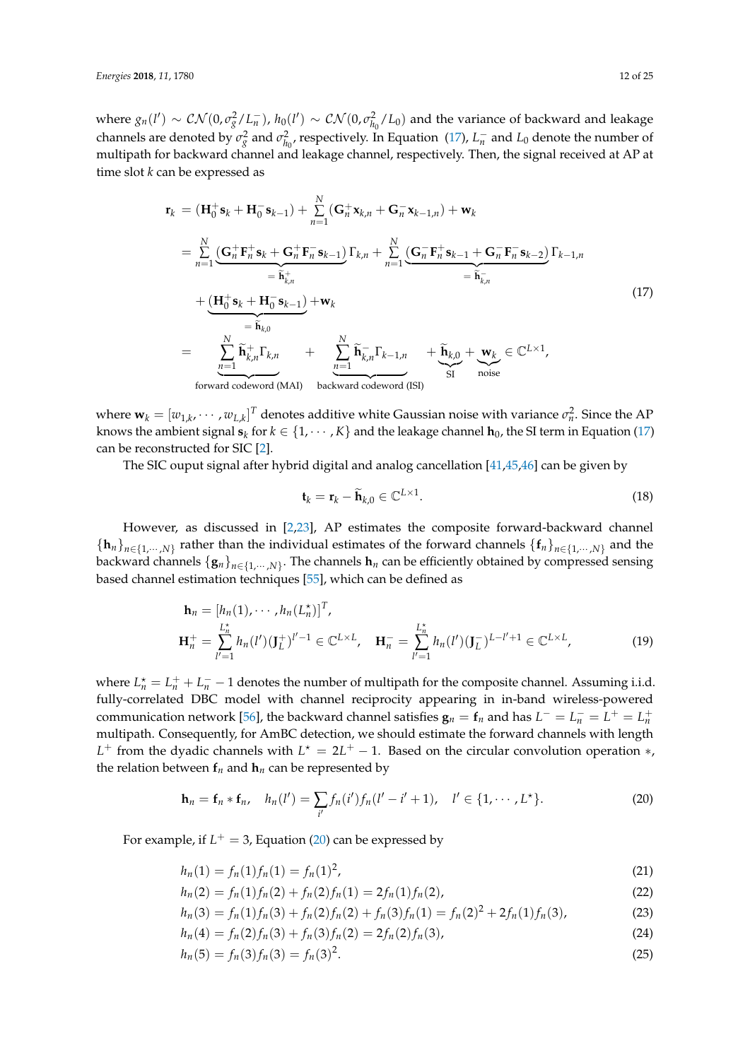where $g_n(l') \sim \mathcal{CN}(0, \sigma_g^2/L_n^-)$, $h_0(l') \sim \mathcal{CN}(0, \sigma_{h_0}^2/L_0)$ and the variance of backward and leakage channels are denoted by $\sigma_g^2$ and $\sigma_{h_0}^2$, respectively. In Equation (17), $L_n^-$ and $L_0$ denote the number of multipath for backward channel and leakage channel, respectively. Then, the signal received at AP at time slot $k$ can be expressed as

$$
\begin{aligned}
\mathbf{r}_k &= (\mathbf{H}_0^+ \mathbf{s}_k + \mathbf{H}_0^- \mathbf{s}_{k-1}) + \sum_{n=1}^{N} (\mathbf{G}_n^+ \mathbf{x}_{k,n} + \mathbf{G}_n^- \mathbf{x}_{k-1,n}) + \mathbf{w}_k \\
&= \sum_{n=1}^{N} \underbrace{(\mathbf{G}_n^+ \mathbf{F}_n^+ \mathbf{s}_k + \mathbf{G}_n^+ \mathbf{F}_n^- \mathbf{s}_{k-1})}_{=\widetilde{\mathbf{h}}_{k,n}^+} \Gamma_{k,n} + \sum_{n=1}^{N} \underbrace{(\mathbf{G}_n^- \mathbf{F}_n^+ \mathbf{s}_{k-1} + \mathbf{G}_n^- \mathbf{F}_n^- \mathbf{s}_{k-2})}_{=\widetilde{\mathbf{h}}_{k,n}^-} \Gamma_{k-1,n} \\
&\quad + \underbrace{(\mathbf{H}_0^+ \mathbf{s}_k + \mathbf{H}_0^- \mathbf{s}_{k-1})}_{=\widetilde{\mathbf{h}}_{k,0}} + \mathbf{w}_k \\
&= \underbrace{\sum_{n=1}^{N} \widetilde{\mathbf{h}}_{k,n}^+ \Gamma_{k,n}}_{\text{forward codeword (MAI)}} + \underbrace{\sum_{n=1}^{N} \widetilde{\mathbf{h}}_{k,n}^- \Gamma_{k-1,n}}_{\text{backward codeword (ISI)}} + \underbrace{\widetilde{\mathbf{h}}_{k,0}}_{\text{SI}} + \underbrace{\mathbf{w}_k}_{\text{noise}} \in \mathbb{C}^{L \times 1},
\end{aligned}
\tag{17}
$$

where $\mathbf{w}_k = [w_{1,k}, \cdots, w_{L,k}]^T$ denotes additive white Gaussian noise with variance $\sigma_n^2$. Since the AP knows the ambient signal $\mathbf{s}_k$ for $k \in \{1, \cdots, K\}$ and the leakage channel $\mathbf{h}_0$, the SI term in Equation (17) can be reconstructed for SIC [2].

The SIC ouput signal after hybrid digital and analog cancellation [41,45,46] can be given by

$$
\mathbf{t}_k = \mathbf{r}_k - \widetilde{\mathbf{h}}_{k,0} \in \mathbb{C}^{L \times 1}. \tag{18}
$$

However, as discussed in [2,23], AP estimates the composite forward-backward channel $\{\mathbf{h}_n\}_{n \in \{1,\cdots,N\}}$ rather than the individual estimates of the forward channels $\{\mathbf{f}_n\}_{n \in \{1,\cdots,N\}}$ and the backward channels $\{\mathbf{g}_n\}_{n \in \{1,\cdots,N\}}$. The channels $\mathbf{h}_n$ can be efficiently obtained by compressed sensing based channel estimation techniques [55], which can be defined as

$$
\begin{aligned}
&\mathbf{h}_n = [h_n(1), \cdots, h_n(L_n^\star)]^T, \\
&\mathbf{H}_n^+ = \sum_{l'=1}^{L_n^\star} h_n(l') (\mathbf{J}_L^+)^{l'-1} \in \mathbb{C}^{L \times L}, \quad \mathbf{H}_n^- = \sum_{l'=1}^{L_n^\star} h_n(l') (\mathbf{J}_L^-)^{L-l'+1} \in \mathbb{C}^{L \times L},
\end{aligned}
\tag{19}
$$

where $L_n^\star = L_n^+ + L_n^- - 1$ denotes the number of multipath for the composite channel. Assuming i.i.d. fully-correlated DBC model with channel reciprocity appearing in in-band wireless-powered communication network [56], the backward channel satisfies $\mathbf{g}_n = \mathbf{f}_n$ and has $L^- = L_n^- = L^+ = L_n^+$ multipath. Consequently, for AmBC detection, we should estimate the forward channels with length $L^+$ from the dyadic channels with $L^\star = 2L^+ - 1$. Based on the circular convolution operation $*$, the relation between $\mathbf{f}_n$ and $\mathbf{h}_n$ can be represented by

$$
\mathbf{h}_n = \mathbf{f}_n * \mathbf{f}_n, \quad h_n(l') = \sum_{i'} f_n(i') f_n(l' - i' + 1), \quad l' \in \{1, \cdots, L^\star\}. \tag{20}
$$

For example, if $L^+ = 3$, Equation (20) can be expressed by

$$
h_n(1) = f_n(1) f_n(1) = f_n(1)^2, \tag{21}
$$

$$
h_n(2) = f_n(1) f_n(2) + f_n(2) f_n(1) = 2 f_n(1) f_n(2), \tag{22}
$$

$$
h_n(3) = f_n(1) f_n(3) + f_n(2) f_n(2) + f_n(3) f_n(1) = f_n(2)^2 + 2 f_n(1) f_n(3), \tag{23}
$$

$$
h_n(4) = f_n(2) f_n(3) + f_n(3) f_n(2) = 2 f_n(2) f_n(3), \tag{24}
$$

$$
h_n(5) = f_n(3) f_n(3) = f_n(3)^2. \tag{25}
$$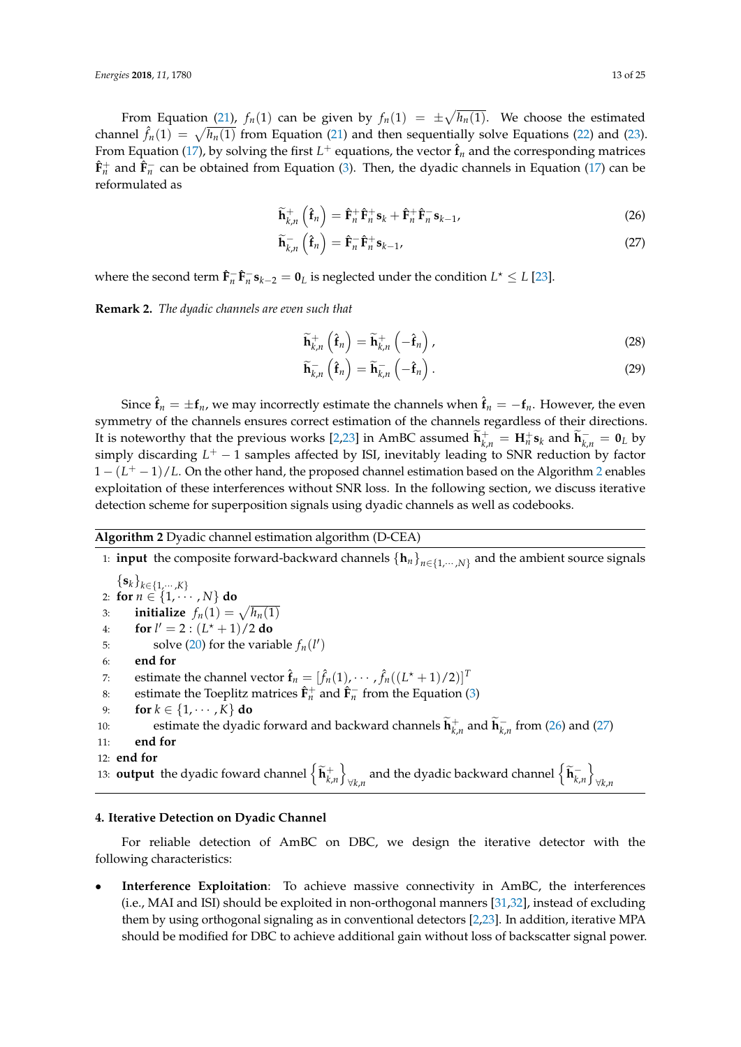From Equation (21), $f_n(1)$ can be given by $f_n(1) = \pm\sqrt{h_n(1)}$. We choose the estimated channel $\hat{f}_n(1) = \sqrt{h_n(1)}$ from Equation (21) and then sequentially solve Equations (22) and (23). From Equation (17), by solving the first $L^+$ equations, the vector $\hat{\mathbf{f}}_n$ and the corresponding matrices $\hat{\mathbf{F}}_n^+$ and $\hat{\mathbf{F}}_n^-$ can be obtained from Equation (3). Then, the dyadic channels in Equation (17) can be reformulated as

$$\widetilde{\mathbf{h}}_{k,n}^+\left(\hat{\mathbf{f}}_n\right) = \hat{\mathbf{F}}_n^+\hat{\mathbf{F}}_n^+\mathbf{s}_k + \hat{\mathbf{F}}_n^+\hat{\mathbf{F}}_n^-\mathbf{s}_{k-1}, \tag{26}$$

$$\widetilde{\mathbf{h}}_{k,n}^-\left(\hat{\mathbf{f}}_n\right) = \hat{\mathbf{F}}_n^-\hat{\mathbf{F}}_n^+\mathbf{s}_{k-1}, \tag{27}$$

where the second term $\hat{\mathbf{F}}_n^-\hat{\mathbf{F}}_n^-\mathbf{s}_{k-2} = \mathbf{0}_L$ is neglected under the condition $L^\star \leq L$ [23].

**Remark 2.** *The dyadic channels are even such that*

$$\widetilde{\mathbf{h}}_{k,n}^+\left(\hat{\mathbf{f}}_n\right) = \widetilde{\mathbf{h}}_{k,n}^+\left(-\hat{\mathbf{f}}_n\right), \tag{28}$$

$$\widetilde{\mathbf{h}}_{k,n}^-\left(\hat{\mathbf{f}}_n\right) = \widetilde{\mathbf{h}}_{k,n}^-\left(-\hat{\mathbf{f}}_n\right). \tag{29}$$

Since $\hat{\mathbf{f}}_n = \pm\mathbf{f}_n$, we may incorrectly estimate the channels when $\hat{\mathbf{f}}_n = -\mathbf{f}_n$. However, the even symmetry of the channels ensures correct estimation of the channels regardless of their directions. It is noteworthy that the previous works [2,23] in AmBC assumed $\widetilde{\mathbf{h}}_{k,n}^+ = \mathbf{H}_n^+\mathbf{s}_k$ and $\widetilde{\mathbf{h}}_{k,n}^- = \mathbf{0}_L$ by simply discarding $L^+ - 1$ samples affected by ISI, inevitably leading to SNR reduction by factor $1 - (L^+ - 1)/L$. On the other hand, the proposed channel estimation based on the Algorithm 2 enables exploitation of these interferences without SNR loss. In the following section, we discuss iterative detection scheme for superposition signals using dyadic channels as well as codebooks.

**Algorithm 2** Dyadic channel estimation algorithm (D-CEA)

```
1:  input  the composite forward-backward channels {h_n}_{n∈{1,···,N}} and the ambient source signals
    {s_k}_{k∈{1,···,K}}
2:  for n ∈ {1,···,N} do
3:      initialize  f_n(1) = √(h_n(1))
4:      for l' = 2 : (L* + 1)/2 do
5:          solve (20) for the variable f_n(l')
6:      end for
7:      estimate the channel vector f̂_n = [f̂_n(1),···, f̂_n((L* + 1)/2)]^T
8:      estimate the Toeplitz matrices F̂_n^+ and F̂_n^- from the Equation (3)
9:      for k ∈ {1,···,K} do
10:         estimate the dyadic forward and backward channels h̃_{k,n}^+ and h̃_{k,n}^- from (26) and (27)
11:     end for
12: end for
13: output  the dyadic foward channel {h̃_{k,n}^+}_{∀k,n} and the dyadic backward channel {h̃_{k,n}^-}_{∀k,n}
```

## 4. Iterative Detection on Dyadic Channel

For reliable detection of AmBC on DBC, we design the iterative detector with the following characteristics:

- **Interference Exploitation**: To achieve massive connectivity in AmBC, the interferences (i.e., MAI and ISI) should be exploited in non-orthogonal manners [31,32], instead of excluding them by using orthogonal signaling as in conventional detectors [2,23]. In addition, iterative MPA should be modified for DBC to achieve additional gain without loss of backscatter signal power.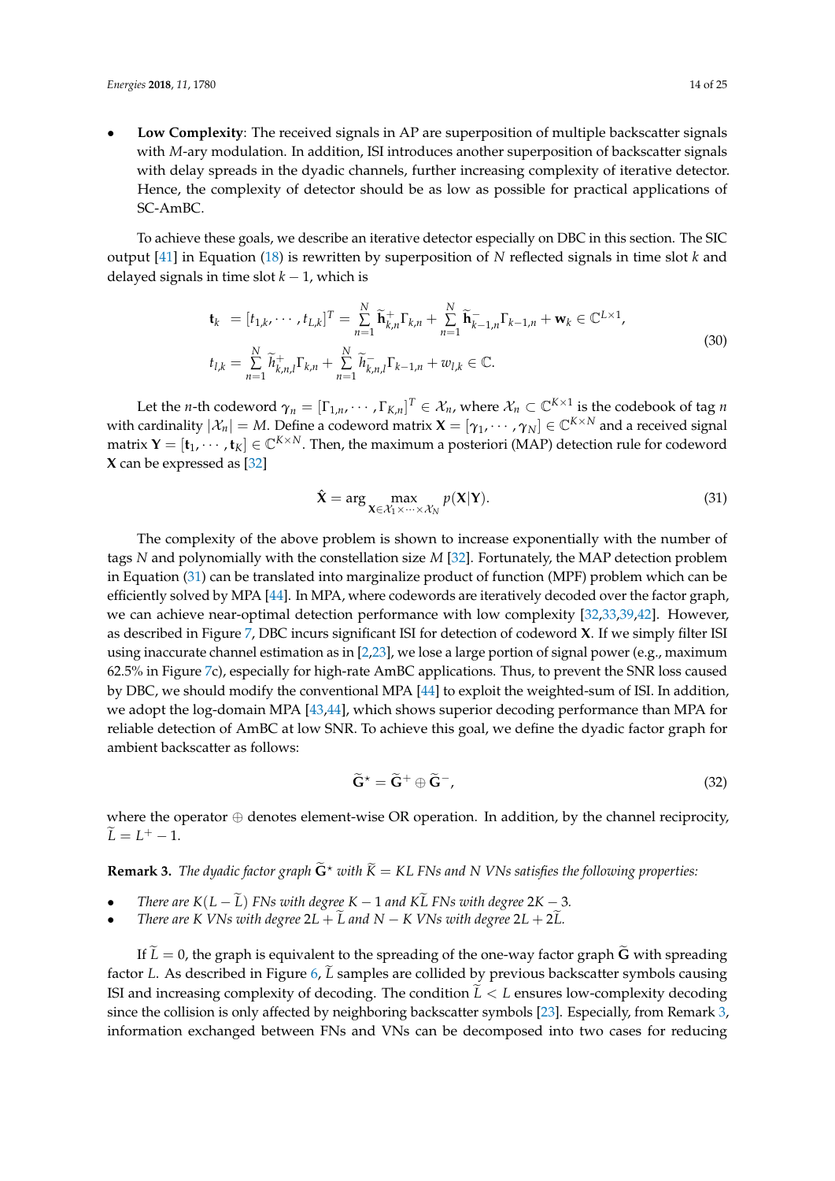- **Low Complexity**: The received signals in AP are superposition of multiple backscatter signals with $M$-ary modulation. In addition, ISI introduces another superposition of backscatter signals with delay spreads in the dyadic channels, further increasing complexity of iterative detector. Hence, the complexity of detector should be as low as possible for practical applications of SC-AmBC.

To achieve these goals, we describe an iterative detector especially on DBC in this section. The SIC output [41] in Equation (18) is rewritten by superposition of $N$ reflected signals in time slot $k$ and delayed signals in time slot $k-1$, which is

$$
\begin{aligned}
\mathbf{t}_k &= [t_{1,k}, \cdots, t_{L,k}]^T = \sum_{n=1}^{N} \widetilde{\mathbf{h}}_{k,n}^{+} \Gamma_{k,n} + \sum_{n=1}^{N} \widetilde{\mathbf{h}}_{k-1,n}^{-} \Gamma_{k-1,n} + \mathbf{w}_k \in \mathbb{C}^{L \times 1}, \\
t_{l,k} &= \sum_{n=1}^{N} \widetilde{h}_{k,n,l}^{+} \Gamma_{k,n} + \sum_{n=1}^{N} \widetilde{h}_{k,n,l}^{-} \Gamma_{k-1,n} + w_{l,k} \in \mathbb{C}.
\end{aligned} \tag{30}
$$

Let the $n$-th codeword $\boldsymbol{\gamma}_n = [\Gamma_{1,n}, \cdots, \Gamma_{K,n}]^T \in \mathcal{X}_n$, where $\mathcal{X}_n \subset \mathbb{C}^{K \times 1}$ is the codebook of tag $n$ with cardinality $|\mathcal{X}_n| = M$. Define a codeword matrix $\mathbf{X} = [\boldsymbol{\gamma}_1, \cdots, \boldsymbol{\gamma}_N] \in \mathbb{C}^{K \times N}$ and a received signal matrix $\mathbf{Y} = [\mathbf{t}_1, \cdots, \mathbf{t}_K] \in \mathbb{C}^{K \times N}$. Then, the maximum a posteriori (MAP) detection rule for codeword $\mathbf{X}$ can be expressed as [32]

$$
\hat{\mathbf{X}} = \arg \max_{\mathbf{X} \in \mathcal{X}_1 \times \cdots \times \mathcal{X}_N} p(\mathbf{X}|\mathbf{Y}). \tag{31}
$$

The complexity of the above problem is shown to increase exponentially with the number of tags $N$ and polynomially with the constellation size $M$ [32]. Fortunately, the MAP detection problem in Equation (31) can be translated into marginalize product of function (MPF) problem which can be efficiently solved by MPA [44]. In MPA, where codewords are iteratively decoded over the factor graph, we can achieve near-optimal detection performance with low complexity [32,33,39,42]. However, as described in Figure 7, DBC incurs significant ISI for detection of codeword $\mathbf{X}$. If we simply filter ISI using inaccurate channel estimation as in [2,23], we lose a large portion of signal power (e.g., maximum 62.5% in Figure 7c), especially for high-rate AmBC applications. Thus, to prevent the SNR loss caused by DBC, we should modify the conventional MPA [44] to exploit the weighted-sum of ISI. In addition, we adopt the log-domain MPA [43,44], which shows superior decoding performance than MPA for reliable detection of AmBC at low SNR. To achieve this goal, we define the dyadic factor graph for ambient backscatter as follows:

$$
\widetilde{\mathbf{G}}^{\star} = \widetilde{\mathbf{G}}^{+} \oplus \widetilde{\mathbf{G}}^{-}, \tag{32}
$$

where the operator $\oplus$ denotes element-wise OR operation. In addition, by the channel reciprocity, $\widetilde{L} = L^{+} - 1$.

**Remark 3.** *The dyadic factor graph $\widetilde{\mathbf{G}}^{\star}$ with $\widetilde{K} = KL$ FNs and $N$ VNs satisfies the following properties:*

- *There are $K(L - \widetilde{L})$ FNs with degree $K - 1$ and $K\widetilde{L}$ FNs with degree $2K - 3$.*
- *There are $K$ VNs with degree $2L + \widetilde{L}$ and $N - K$ VNs with degree $2L + 2\widetilde{L}$.*

If $\widetilde{L} = 0$, the graph is equivalent to the spreading of the one-way factor graph $\widetilde{\mathbf{G}}$ with spreading factor $L$. As described in Figure 6, $\widetilde{L}$ samples are collided by previous backscatter symbols causing ISI and increasing complexity of decoding. The condition $\widetilde{L} < L$ ensures low-complexity decoding since the collision is only affected by neighboring backscatter symbols [23]. Especially, from Remark 3, information exchanged between FNs and VNs can be decomposed into two cases for reducing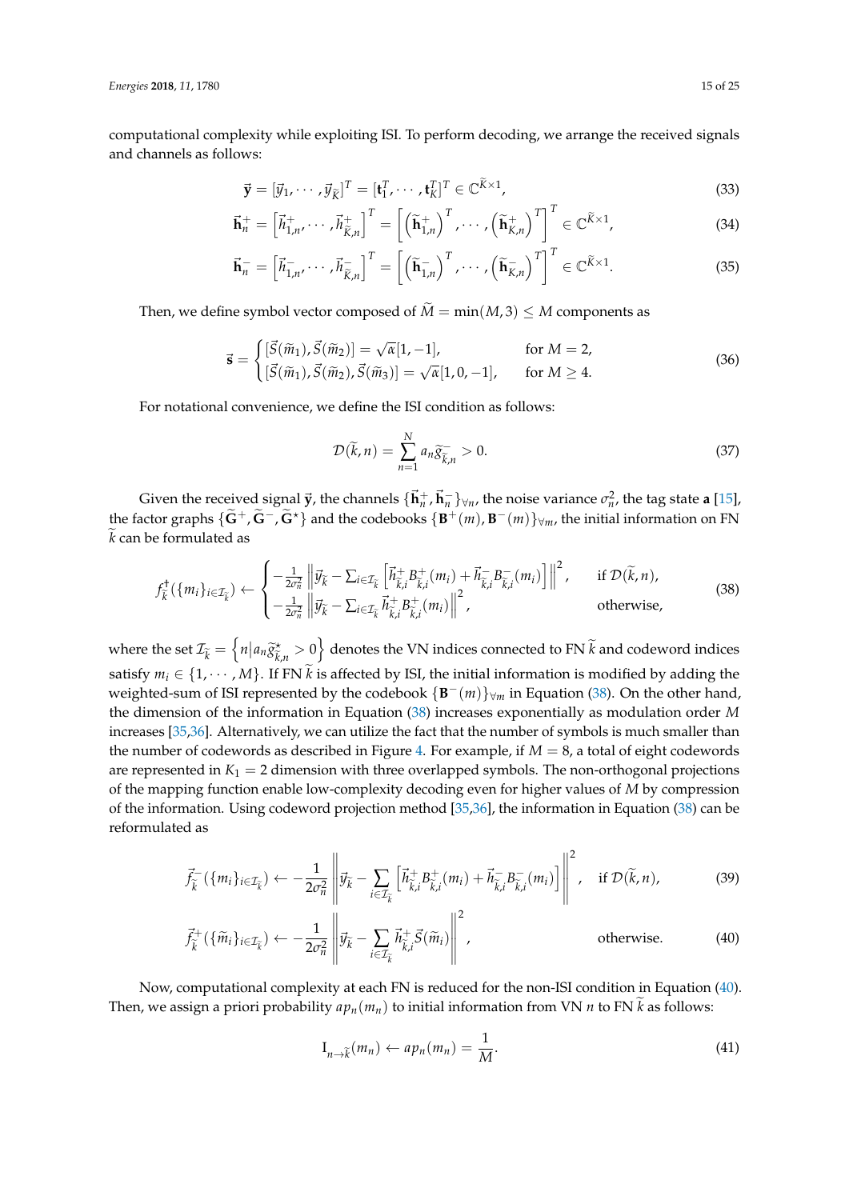computational complexity while exploiting ISI. To perform decoding, we arrange the received signals and channels as follows:

$$\vec{\mathbf{y}} = [\vec{y}_1, \cdots, \vec{y}_{\widetilde{K}}]^T = [\mathbf{t}_1^T, \cdots, \mathbf{t}_K^T]^T \in \mathbb{C}^{\widetilde{K}\times 1}, \tag{33}$$

$$\vec{\mathbf{h}}_n^+ = \left[\vec{h}_{1,n}^+, \cdots, \vec{h}_{\widetilde{K},n}^+\right]^T = \left[\left(\widetilde{\mathbf{h}}_{1,n}^+\right)^T, \cdots, \left(\widetilde{\mathbf{h}}_{K,n}^+\right)^T\right]^T \in \mathbb{C}^{\widetilde{K}\times 1}, \tag{34}$$

$$\vec{\mathbf{h}}_n^- = \left[\vec{h}_{1,n}^-, \cdots, \vec{h}_{\widetilde{K},n}^-\right]^T = \left[\left(\widetilde{\mathbf{h}}_{1,n}^-\right)^T, \cdots, \left(\widetilde{\mathbf{h}}_{K,n}^-\right)^T\right]^T \in \mathbb{C}^{\widetilde{K}\times 1}. \tag{35}$$

Then, we define symbol vector composed of $\widetilde{M} = \min(M, 3) \le M$ components as

$$\vec{\mathbf{s}} = \begin{cases} [\vec{S}(\widetilde{m}_1), \vec{S}(\widetilde{m}_2)] = \sqrt{\alpha}[1, -1], & \text{for } M = 2, \\ [\vec{S}(\widetilde{m}_1), \vec{S}(\widetilde{m}_2), \vec{S}(\widetilde{m}_3)] = \sqrt{\alpha}[1, 0, -1], & \text{for } M \ge 4. \end{cases} \tag{36}$$

For notational convenience, we define the ISI condition as follows:

$$\mathcal{D}(\widetilde{k}, n) = \sum_{n=1}^{N} a_n \widetilde{g}_{\widetilde{k},n}^- > 0. \tag{37}$$

Given the received signal $\vec{\mathbf{y}}$, the channels $\{\vec{\mathbf{h}}_n^+, \vec{\mathbf{h}}_n^-\}_{\forall n}$, the noise variance $\sigma_n^2$, the tag state $\mathbf{a}$ [15], the factor graphs $\{\widetilde{\mathbf{G}}^+, \widetilde{\mathbf{G}}^-, \widetilde{\mathbf{G}}^\star\}$ and the codebooks $\{\mathbf{B}^+(m), \mathbf{B}^-(m)\}_{\forall m}$, the initial information on FN $\widetilde{k}$ can be formulated as

$$f_{\widetilde{k}}^\dagger(\{m_i\}_{i\in\mathcal{I}_{\widetilde{k}}}) \leftarrow \begin{cases} -\frac{1}{2\sigma_n^2}\left\|\vec{y}_{\widetilde{k}} - \sum_{i\in\mathcal{I}_{\widetilde{k}}}\left[\vec{h}_{\widetilde{k},i}^+ B_{\widetilde{k},i}^+(m_i) + \vec{h}_{\widetilde{k},i}^- B_{\widetilde{k},i}^-(m_i)\right]\right\|^2, & \text{if } \mathcal{D}(\widetilde{k}, n), \\ -\frac{1}{2\sigma_n^2}\left\|\vec{y}_{\widetilde{k}} - \sum_{i\in\mathcal{I}_{\widetilde{k}}}\vec{h}_{\widetilde{k},i}^+ B_{\widetilde{k},i}^+(m_i)\right\|^2, & \text{otherwise,} \end{cases} \tag{38}$$

where the set $\mathcal{I}_{\widetilde{k}} = \left\{n \middle| a_n \widetilde{g}_{\widetilde{k},n}^\star > 0\right\}$ denotes the VN indices connected to FN $\widetilde{k}$ and codeword indices satisfy $m_i \in \{1, \cdots, M\}$. If FN $\widetilde{k}$ is affected by ISI, the initial information is modified by adding the weighted-sum of ISI represented by the codebook $\{\mathbf{B}^-(m)\}_{\forall m}$ in Equation (38). On the other hand, the dimension of the information in Equation (38) increases exponentially as modulation order $M$ increases [35,36]. Alternatively, we can utilize the fact that the number of symbols is much smaller than the number of codewords as described in Figure 4. For example, if $M = 8$, a total of eight codewords are represented in $K_1 = 2$ dimension with three overlapped symbols. The non-orthogonal projections of the mapping function enable low-complexity decoding even for higher values of $M$ by compression of the information. Using codeword projection method [35,36], the information in Equation (38) can be reformulated as

$$\vec{f}_{\widetilde{k}}^-(\{m_i\}_{i\in\mathcal{I}_{\widetilde{k}}}) \leftarrow -\frac{1}{2\sigma_n^2}\left\|\vec{y}_{\widetilde{k}} - \sum_{i\in\mathcal{I}_{\widetilde{k}}}\left[\vec{h}_{\widetilde{k},i}^+ B_{\widetilde{k},i}^+(m_i) + \vec{h}_{\widetilde{k},i}^- B_{\widetilde{k},i}^-(m_i)\right]\right\|^2, \quad \text{if } \mathcal{D}(\widetilde{k}, n), \tag{39}$$

$$\vec{f}_{\widetilde{k}}^+(\{\widetilde{m}_i\}_{i\in\mathcal{I}_{\widetilde{k}}}) \leftarrow -\frac{1}{2\sigma_n^2}\left\|\vec{y}_{\widetilde{k}} - \sum_{i\in\mathcal{I}_{\widetilde{k}}}\vec{h}_{\widetilde{k},i}^+ \vec{S}(\widetilde{m}_i)\right\|^2, \quad \text{otherwise.} \tag{40}$$

Now, computational complexity at each FN is reduced for the non-ISI condition in Equation (40). Then, we assign a priori probability $ap_n(m_n)$ to initial information from VN $n$ to FN $\widetilde{k}$ as follows:

$$\mathrm{I}_{n\to\widetilde{k}}(m_n) \leftarrow ap_n(m_n) = \frac{1}{M}. \tag{41}$$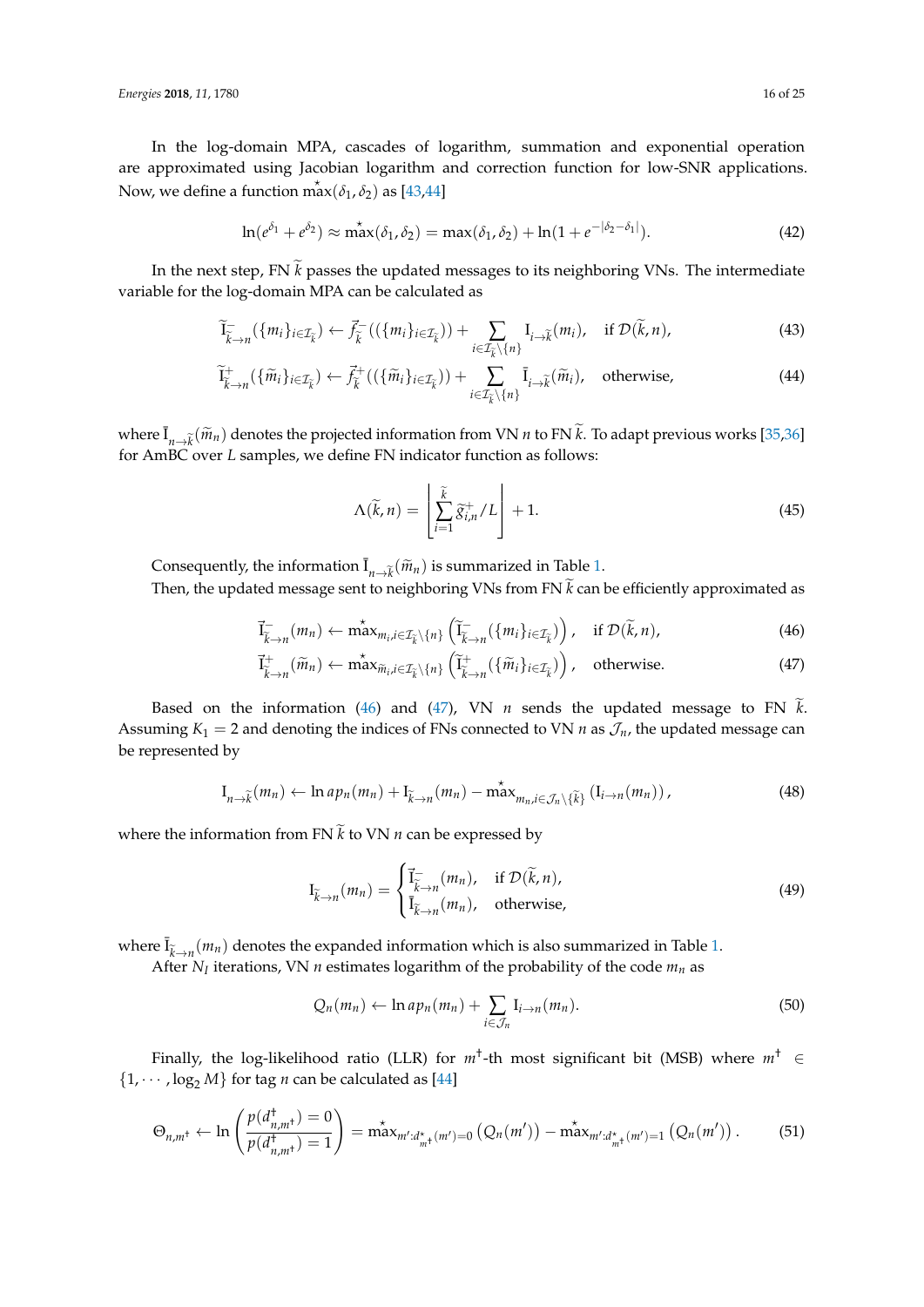In the log-domain MPA, cascades of logarithm, summation and exponential operation are approximated using Jacobian logarithm and correction function for low-SNR applications. Now, we define a function $\overset{\star}{\max}(\delta_1, \delta_2)$ as [43,44]

$$\ln(e^{\delta_1} + e^{\delta_2}) \approx \overset{\star}{\max}(\delta_1, \delta_2) = \max(\delta_1, \delta_2) + \ln(1 + e^{-|\delta_2 - \delta_1|}). \tag{42}$$

In the next step, FN $\widetilde{k}$ passes the updated messages to its neighboring VNs. The intermediate variable for the log-domain MPA can be calculated as

$$\widetilde{\mathrm{I}}^{-}_{\widetilde{k}\to n}(\{m_i\}_{i\in\mathcal{I}_{\widetilde{k}}}) \leftarrow \vec{f}^{-}_{\widetilde{k}}((\{m_i\}_{i\in\mathcal{I}_{\widetilde{k}}})) + \sum_{i\in\mathcal{I}_{\widetilde{k}}\setminus\{n\}} \mathrm{I}_{i\to\widetilde{k}}(m_i), \quad \text{if } \mathcal{D}(\widetilde{k}, n), \tag{43}$$

$$\widetilde{\mathrm{I}}^{+}_{\widetilde{k}\to n}(\{\widetilde{m}_i\}_{i\in\mathcal{I}_{\widetilde{k}}}) \leftarrow \vec{f}^{+}_{\widetilde{k}}((\{\widetilde{m}_i\}_{i\in\mathcal{I}_{\widetilde{k}}})) + \sum_{i\in\mathcal{I}_{\widetilde{k}}\setminus\{n\}} \bar{\mathrm{I}}_{i\to\widetilde{k}}(\widetilde{m}_i), \quad \text{otherwise}, \tag{44}$$

where $\bar{\mathrm{I}}_{n\to\widetilde{k}}(\widetilde{m}_n)$ denotes the projected information from VN $n$ to FN $\widetilde{k}$. To adapt previous works [35,36] for AmBC over $L$ samples, we define FN indicator function as follows:

$$\Lambda(\widetilde{k}, n) = \left\lfloor \sum_{i=1}^{\widetilde{k}} \widetilde{g}^{+}_{i,n}/L \right\rfloor + 1. \tag{45}$$

Consequently, the information $\bar{\mathrm{I}}_{n\to\widetilde{k}}(\widetilde{m}_n)$ is summarized in Table 1.

Then, the updated message sent to neighboring VNs from FN $\widetilde{k}$ can be efficiently approximated as

$$\vec{\mathrm{I}}^{-}_{\widetilde{k}\to n}(m_n) \leftarrow \overset{\star}{\max}_{m_i, i\in\mathcal{I}_{\widetilde{k}}\setminus\{n\}} \left(\widetilde{\mathrm{I}}^{-}_{\widetilde{k}\to n}(\{m_i\}_{i\in\mathcal{I}_{\widetilde{k}}})\right), \quad \text{if } \mathcal{D}(\widetilde{k}, n), \tag{46}$$

$$\vec{\mathrm{I}}^{+}_{\widetilde{k}\to n}(\widetilde{m}_n) \leftarrow \overset{\star}{\max}_{\widetilde{m}_i, i\in\mathcal{I}_{\widetilde{k}}\setminus\{n\}} \left(\widetilde{\mathrm{I}}^{+}_{\widetilde{k}\to n}(\{\widetilde{m}_i\}_{i\in\mathcal{I}_{\widetilde{k}}})\right), \quad \text{otherwise}. \tag{47}$$

Based on the information (46) and (47), VN $n$ sends the updated message to FN $\widetilde{k}$. Assuming $K_1 = 2$ and denoting the indices of FNs connected to VN $n$ as $\mathcal{J}_n$, the updated message can be represented by

$$\mathrm{I}_{n\to\widetilde{k}}(m_n) \leftarrow \ln ap_n(m_n) + \mathrm{I}_{\widetilde{k}\to n}(m_n) - \overset{\star}{\max}_{m_n, i\in\mathcal{J}_n\setminus\{\widetilde{k}\}} \left(\mathrm{I}_{i\to n}(m_n)\right), \tag{48}$$

where the information from FN $\widetilde{k}$ to VN $n$ can be expressed by

$$\mathrm{I}_{\widetilde{k}\to n}(m_n) = \begin{cases} \vec{\mathrm{I}}^{-}_{\widetilde{k}\to n}(m_n), & \text{if } \mathcal{D}(\widetilde{k}, n), \\ \bar{\mathrm{I}}_{\widetilde{k}\to n}(m_n), & \text{otherwise}, \end{cases} \tag{49}$$

where $\bar{\mathrm{I}}_{\widetilde{k}\to n}(m_n)$ denotes the expanded information which is also summarized in Table 1.

After $N_I$ iterations, VN $n$ estimates logarithm of the probability of the code $m_n$ as

$$Q_n(m_n) \leftarrow \ln ap_n(m_n) + \sum_{i\in\mathcal{J}_n} \mathrm{I}_{i\to n}(m_n). \tag{50}$$

Finally, the log-likelihood ratio (LLR) for $m^{\dagger}$-th most significant bit (MSB) where $m^{\dagger} \in \{1, \cdots, \log_2 M\}$ for tag $n$ can be calculated as [44]

$$\Theta_{n,m^{\dagger}} \leftarrow \ln\left(\frac{p(d^{\dagger}_{n,m^{\dagger}}) = 0}{p(d^{\dagger}_{n,m^{\dagger}}) = 1}\right) = \overset{\star}{\max}_{m':d^{\star}_{m^{\dagger}}(m')=0} \left(Q_n(m')\right) - \overset{\star}{\max}_{m':d^{\star}_{m^{\dagger}}(m')=1} \left(Q_n(m')\right). \tag{51}$$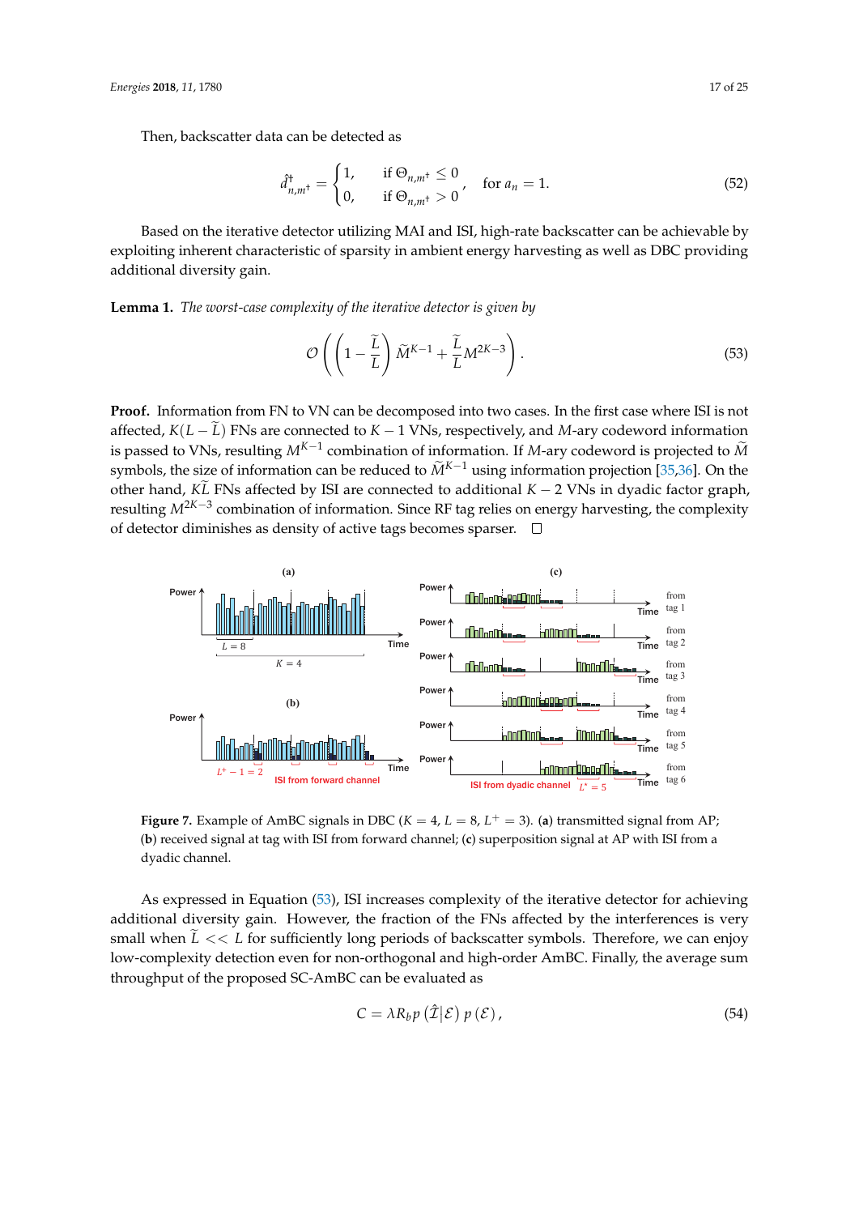Then, backscatter data can be detected as

$$\hat{d}^{\dagger}_{n,m^{\dagger}} = \begin{cases} 1, & \text{if } \Theta_{n,m^{\dagger}} \leq 0 \\ 0, & \text{if } \Theta_{n,m^{\dagger}} > 0 \end{cases}, \quad \text{for } a_n = 1. \tag{52}$$

Based on the iterative detector utilizing MAI and ISI, high-rate backscatter can be achievable by exploiting inherent characteristic of sparsity in ambient energy harvesting as well as DBC providing additional diversity gain.

**Lemma 1.** *The worst-case complexity of the iterative detector is given by*

$$\mathcal{O}\left(\left(1-\frac{\widetilde{L}}{L}\right)\widetilde{M}^{K-1}+\frac{\widetilde{L}}{L}M^{2K-3}\right). \tag{53}$$

**Proof.** Information from FN to VN can be decomposed into two cases. In the first case where ISI is not affected, $K(L-\widetilde{L})$ FNs are connected to $K-1$ VNs, respectively, and $M$-ary codeword information is passed to VNs, resulting $M^{K-1}$ combination of information. If $M$-ary codeword is projected to $\widetilde{M}$ symbols, the size of information can be reduced to $\widetilde{M}^{K-1}$ using information projection [35,36]. On the other hand, $K\widetilde{L}$ FNs affected by ISI are connected to additional $K-2$ VNs in dyadic factor graph, resulting $M^{2K-3}$ combination of information. Since RF tag relies on energy harvesting, the complexity of detector diminishes as density of active tags becomes sparser. □

**Figure 7.** Example of AmBC signals in DBC ($K=4$, $L=8$, $L^{+}=3$). (**a**) transmitted signal from AP; (**b**) received signal at tag with ISI from forward channel; (**c**) superposition signal at AP with ISI from a dyadic channel.

As expressed in Equation (53), ISI increases complexity of the iterative detector for achieving additional diversity gain. However, the fraction of the FNs affected by the interferences is very small when $\widetilde{L} << L$ for sufficiently long periods of backscatter symbols. Therefore, we can enjoy low-complexity detection even for non-orthogonal and high-order AmBC. Finally, the average sum throughput of the proposed SC-AmBC can be evaluated as

$$C = \lambda R_b p\left(\hat{\mathcal{I}}|\mathcal{E}\right) p\left(\mathcal{E}\right), \tag{54}$$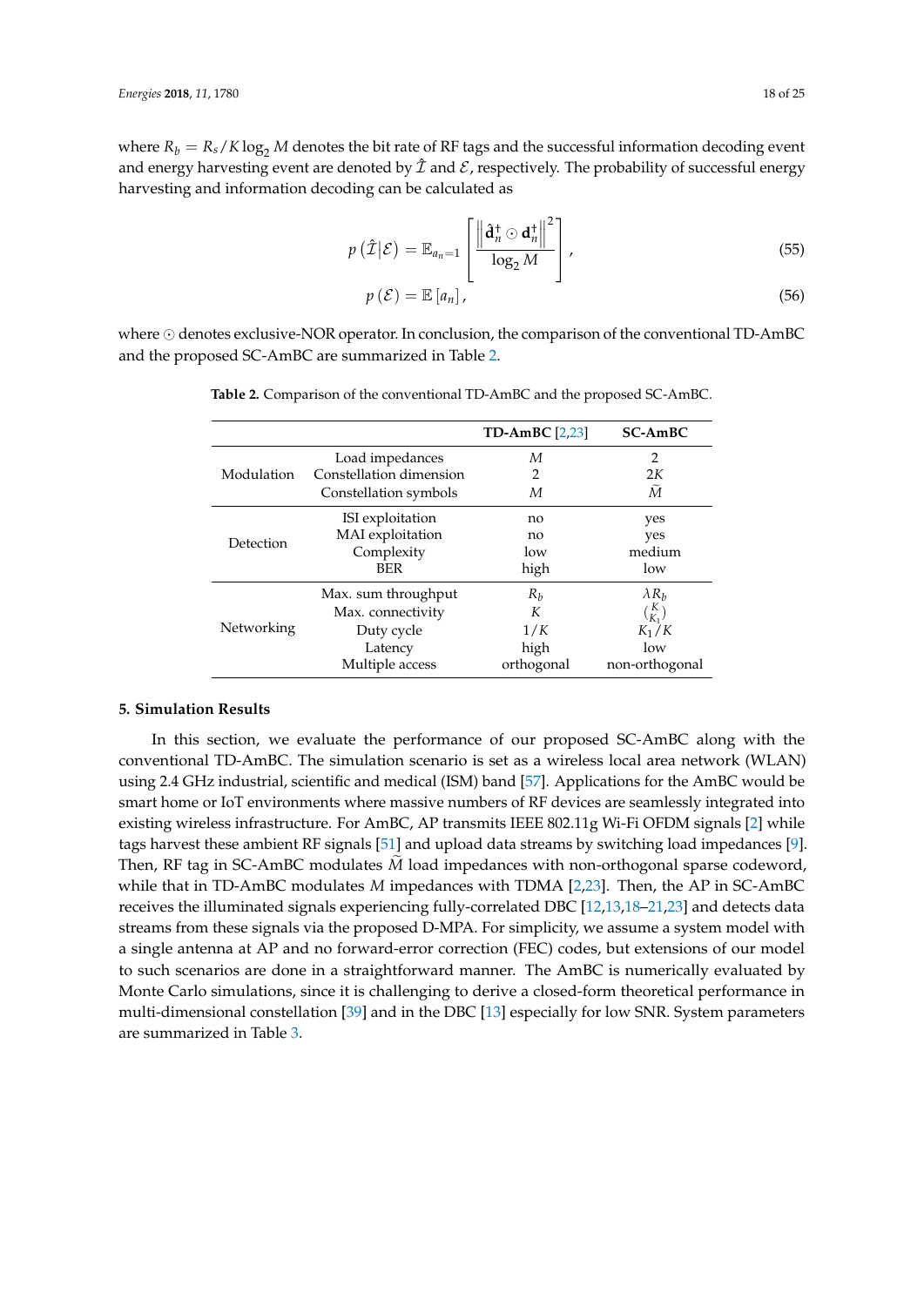where $R_b = R_s / K \log_2 M$ denotes the bit rate of RF tags and the successful information decoding event and energy harvesting event are denoted by $\hat{\mathcal{I}}$ and $\mathcal{E}$, respectively. The probability of successful energy harvesting and information decoding can be calculated as

$$p\left(\hat{\mathcal{I}}|\mathcal{E}\right) = \mathbb{E}_{a_n=1}\left[\frac{\left\|\hat{\mathbf{d}}_n^{\dagger} \odot \mathbf{d}_n^{\dagger}\right\|^2}{\log_2 M}\right], \tag{55}$$

$$p\left(\mathcal{E}\right) = \mathbb{E}\left[a_n\right], \tag{56}$$

where $\odot$ denotes exclusive-NOR operator. In conclusion, the comparison of the conventional TD-AmBC and the proposed SC-AmBC are summarized in Table 2.

**Table 2.** Comparison of the conventional TD-AmBC and the proposed SC-AmBC.

| | | TD-AmBC [2,23] | SC-AmBC |
|---|---|---|---|
| Modulation | Load impedances | $M$ | 2 |
| | Constellation dimension | 2 | $2K$ |
| | Constellation symbols | $M$ | $\widetilde{M}$ |
| Detection | ISI exploitation | no | yes |
| | MAI exploitation | no | yes |
| | Complexity | low | medium |
| | BER | high | low |
| Networking | Max. sum throughput | $R_b$ | $\lambda R_b$ |
| | Max. connectivity | $K$ | $\binom{K}{K_1}$ |
| | Duty cycle | $1/K$ | $K_1/K$ |
| | Latency | high | low |
| | Multiple access | orthogonal | non-orthogonal |

## 5. Simulation Results

In this section, we evaluate the performance of our proposed SC-AmBC along with the conventional TD-AmBC. The simulation scenario is set as a wireless local area network (WLAN) using 2.4 GHz industrial, scientific and medical (ISM) band [57]. Applications for the AmBC would be smart home or IoT environments where massive numbers of RF devices are seamlessly integrated into existing wireless infrastructure. For AmBC, AP transmits IEEE 802.11g Wi-Fi OFDM signals [2] while tags harvest these ambient RF signals [51] and upload data streams by switching load impedances [9]. Then, RF tag in SC-AmBC modulates $\widetilde{M}$ load impedances with non-orthogonal sparse codeword, while that in TD-AmBC modulates $M$ impedances with TDMA [2,23]. Then, the AP in SC-AmBC receives the illuminated signals experiencing fully-correlated DBC [12,13,18–21,23] and detects data streams from these signals via the proposed D-MPA. For simplicity, we assume a system model with a single antenna at AP and no forward-error correction (FEC) codes, but extensions of our model to such scenarios are done in a straightforward manner. The AmBC is numerically evaluated by Monte Carlo simulations, since it is challenging to derive a closed-form theoretical performance in multi-dimensional constellation [39] and in the DBC [13] especially for low SNR. System parameters are summarized in Table 3.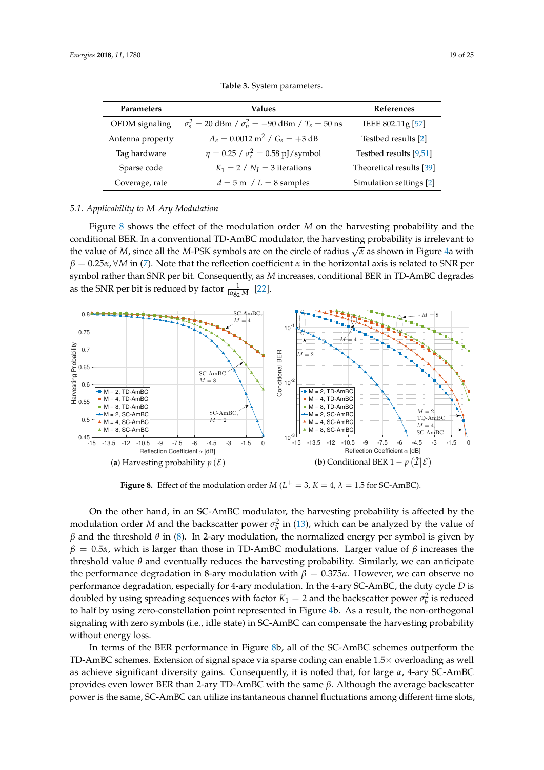**Table 3.** System parameters.

| Parameters | Values | References |
|---|---|---|
| OFDM signaling | $\sigma_s^2 = 20$ dBm / $\sigma_n^2 = -90$ dBm / $T_s = 50$ ns | IEEE 802.11g [57] |
| Antenna property | $A_e = 0.0012$ m$^2$ / $G_s = +3$ dB | Testbed results [2] |
| Tag hardware | $\eta = 0.25$ / $\sigma_c^2 = 0.58$ pJ/symbol | Testbed results [9,51] |
| Sparse code | $K_1 = 2$ / $N_I = 3$ iterations | Theoretical results [39] |
| Coverage, rate | $d = 5$ m / $L = 8$ samples | Simulation settings [2] |

### 5.1. Applicability to M-Ary Modulation

Figure 8 shows the effect of the modulation order $M$ on the harvesting probability and the conditional BER. In a conventional TD-AmBC modulator, the harvesting probability is irrelevant to the value of $M$, since all the $M$-PSK symbols are on the circle of radius $\sqrt{\alpha}$ as shown in Figure 4a with $\beta = 0.25\alpha, \forall M$ in (7). Note that the reflection coefficient $\alpha$ in the horizontal axis is related to SNR per symbol rather than SNR per bit. Consequently, as $M$ increases, conditional BER in TD-AmBC degrades as the SNR per bit is reduced by factor $\frac{1}{\log_2 M}$ [22].

(**a**) Harvesting probability $p(\mathcal{E})$ (**b**) Conditional BER $1 - p(\hat{\mathcal{I}}|\mathcal{E})$

**Figure 8.** Effect of the modulation order $M$ ($L^+ = 3$, $K = 4$, $\lambda = 1.5$ for SC-AmBC).

On the other hand, in an SC-AmBC modulator, the harvesting probability is affected by the modulation order $M$ and the backscatter power $\sigma_b^2$ in (13), which can be analyzed by the value of $\beta$ and the threshold $\theta$ in (8). In 2-ary modulation, the normalized energy per symbol is given by $\beta = 0.5\alpha$, which is larger than those in TD-AmBC modulations. Larger value of $\beta$ increases the threshold value $\theta$ and eventually reduces the harvesting probability. Similarly, we can anticipate the performance degradation in 8-ary modulation with $\beta = 0.375\alpha$. However, we can observe no performance degradation, especially for 4-ary modulation. In the 4-ary SC-AmBC, the duty cycle $D$ is doubled by using spreading sequences with factor $K_1 = 2$ and the backscatter power $\sigma_b^2$ is reduced to half by using zero-constellation point represented in Figure 4b. As a result, the non-orthogonal signaling with zero symbols (i.e., idle state) in SC-AmBC can compensate the harvesting probability without energy loss.

In terms of the BER performance in Figure 8b, all of the SC-AmBC schemes outperform the TD-AmBC schemes. Extension of signal space via sparse coding can enable 1.5× overloading as well as achieve significant diversity gains. Consequently, it is noted that, for large $\alpha$, 4-ary SC-AmBC provides even lower BER than 2-ary TD-AmBC with the same $\beta$. Although the average backscatter power is the same, SC-AmBC can utilize instantaneous channel fluctuations among different time slots,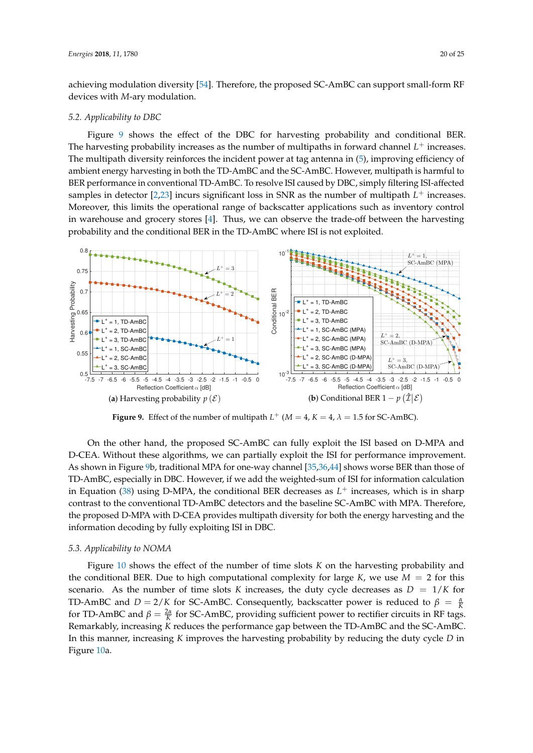achieving modulation diversity [54]. Therefore, the proposed SC-AmBC can support small-form RF devices with $M$-ary modulation.

### 5.2. Applicability to DBC

Figure 9 shows the effect of the DBC for harvesting probability and conditional BER. The harvesting probability increases as the number of multipaths in forward channel $L^+$ increases. The multipath diversity reinforces the incident power at tag antenna in (5), improving efficiency of ambient energy harvesting in both the TD-AmBC and the SC-AmBC. However, multipath is harmful to BER performance in conventional TD-AmBC. To resolve ISI caused by DBC, simply filtering ISI-affected samples in detector [2,23] incurs significant loss in SNR as the number of multipath $L^+$ increases. Moreover, this limits the operational range of backscatter applications such as inventory control in warehouse and grocery stores [4]. Thus, we can observe the trade-off between the harvesting probability and the conditional BER in the TD-AmBC where ISI is not exploited.

(**a**) Harvesting probability $p(\mathcal{E})$ (**b**) Conditional BER $1 - p(\hat{\mathcal{I}}|\mathcal{E})$

**Figure 9.** Effect of the number of multipath $L^+$ ($M = 4$, $K = 4$, $\lambda = 1.5$ for SC-AmBC).

On the other hand, the proposed SC-AmBC can fully exploit the ISI based on D-MPA and D-CEA. Without these algorithms, we can partially exploit the ISI for performance improvement. As shown in Figure 9b, traditional MPA for one-way channel [35,36,44] shows worse BER than those of TD-AmBC, especially in DBC. However, if we add the weighted-sum of ISI for information calculation in Equation (38) using D-MPA, the conditional BER decreases as $L^+$ increases, which is in sharp contrast to the conventional TD-AmBC detectors and the baseline SC-AmBC with MPA. Therefore, the proposed D-MPA with D-CEA provides multipath diversity for both the energy harvesting and the information decoding by fully exploiting ISI in DBC.

### 5.3. Applicability to NOMA

Figure 10 shows the effect of the number of time slots $K$ on the harvesting probability and the conditional BER. Due to high computational complexity for large $K$, we use $M = 2$ for this scenario. As the number of time slots $K$ increases, the duty cycle decreases as $D = 1/K$ for TD-AmBC and $D = 2/K$ for SC-AmBC. Consequently, backscatter power is reduced to $\beta = \frac{\alpha}{K}$ for TD-AmBC and $\beta = \frac{2\alpha}{K}$ for SC-AmBC, providing sufficient power to rectifier circuits in RF tags. Remarkably, increasing $K$ reduces the performance gap between the TD-AmBC and the SC-AmBC. In this manner, increasing $K$ improves the harvesting probability by reducing the duty cycle $D$ in Figure 10a.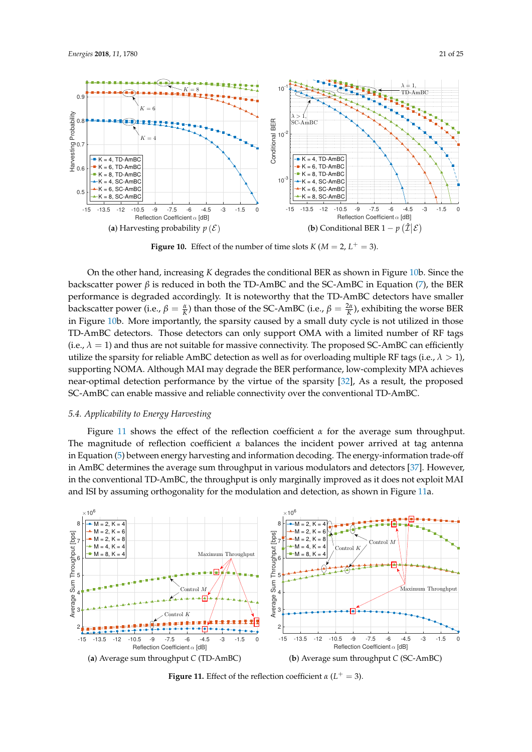**(a)** Harvesting probability $p(\mathcal{E})$ **(b)** Conditional BER $1 - p(\hat{\mathcal{I}}|\mathcal{E})$

**Figure 10.** Effect of the number of time slots $K$ ($M = 2$, $L^{+} = 3$).

On the other hand, increasing $K$ degrades the conditional BER as shown in Figure 10b. Since the backscatter power $\beta$ is reduced in both the TD-AmBC and the SC-AmBC in Equation (7), the BER performance is degraded accordingly. It is noteworthy that the TD-AmBC detectors have smaller backscatter power (i.e., $\beta = \frac{\alpha}{K}$) than those of the SC-AmBC (i.e., $\beta = \frac{2\alpha}{K}$), exhibiting the worse BER in Figure 10b. More importantly, the sparsity caused by a small duty cycle is not utilized in those TD-AmBC detectors. Those detectors can only support OMA with a limited number of RF tags (i.e., $\lambda = 1$) and thus are not suitable for massive connectivity. The proposed SC-AmBC can efficiently utilize the sparsity for reliable AmBC detection as well as for overloading multiple RF tags (i.e., $\lambda > 1$), supporting NOMA. Although MAI may degrade the BER performance, low-complexity MPA achieves near-optimal detection performance by the virtue of the sparsity [32], As a result, the proposed SC-AmBC can enable massive and reliable connectivity over the conventional TD-AmBC.

### 5.4. Applicability to Energy Harvesting

Figure 11 shows the effect of the reflection coefficient $\alpha$ for the average sum throughput. The magnitude of reflection coefficient $\alpha$ balances the incident power arrived at tag antenna in Equation (5) between energy harvesting and information decoding. The energy-information trade-off in AmBC determines the average sum throughput in various modulators and detectors [37]. However, in the conventional TD-AmBC, the throughput is only marginally improved as it does not exploit MAI and ISI by assuming orthogonality for the modulation and detection, as shown in Figure 11a.

**(a)** Average sum throughput $C$ (TD-AmBC) **(b)** Average sum throughput $C$ (SC-AmBC)

**Figure 11.** Effect of the reflection coefficient $\alpha$ ($L^{+} = 3$).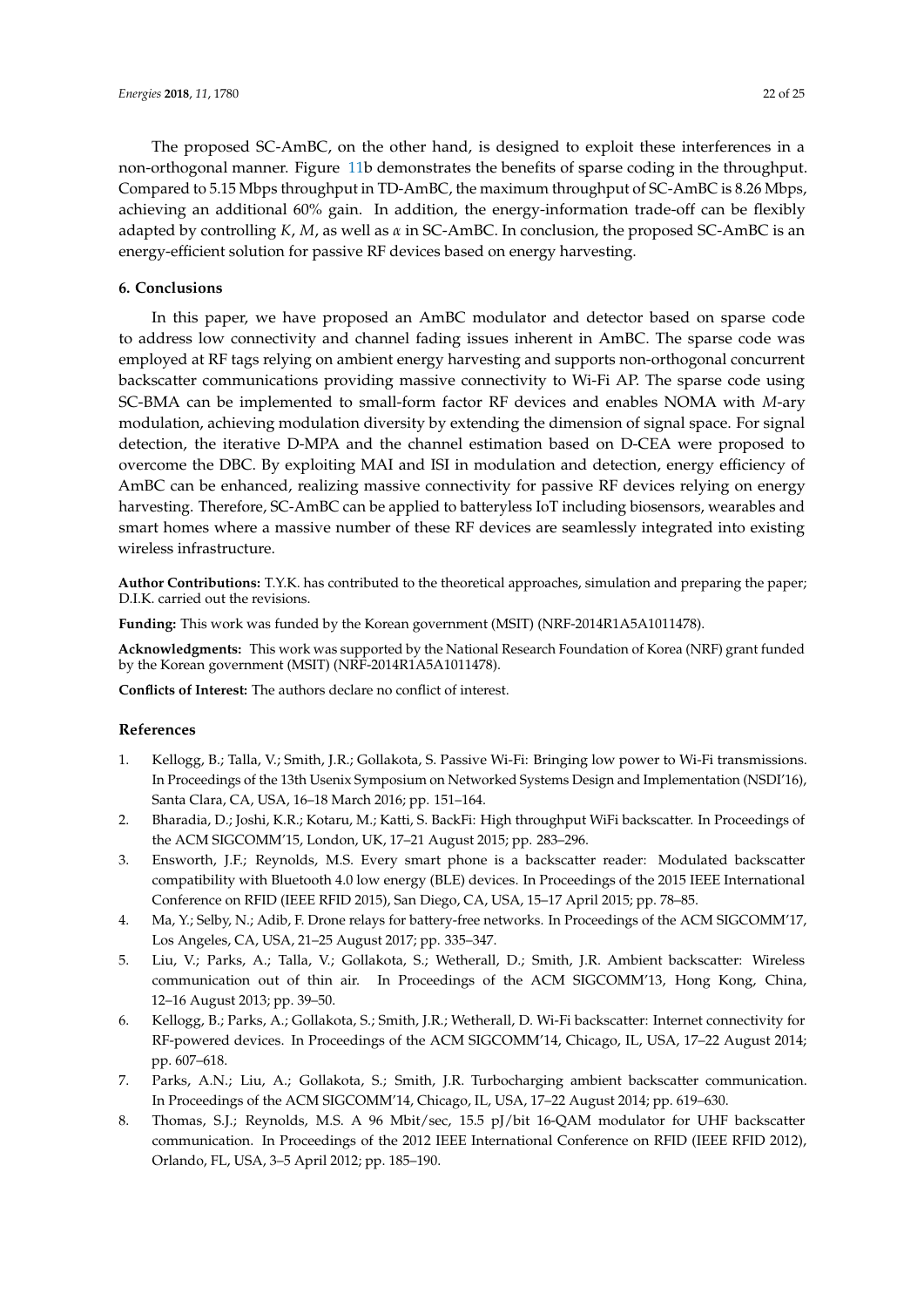The proposed SC-AmBC, on the other hand, is designed to exploit these interferences in a non-orthogonal manner. Figure 11b demonstrates the benefits of sparse coding in the throughput. Compared to 5.15 Mbps throughput in TD-AmBC, the maximum throughput of SC-AmBC is 8.26 Mbps, achieving an additional 60% gain. In addition, the energy-information trade-off can be flexibly adapted by controlling $K$, $M$, as well as $\alpha$ in SC-AmBC. In conclusion, the proposed SC-AmBC is an energy-efficient solution for passive RF devices based on energy harvesting.

## 6. Conclusions

In this paper, we have proposed an AmBC modulator and detector based on sparse code to address low connectivity and channel fading issues inherent in AmBC. The sparse code was employed at RF tags relying on ambient energy harvesting and supports non-orthogonal concurrent backscatter communications providing massive connectivity to Wi-Fi AP. The sparse code using SC-BMA can be implemented to small-form factor RF devices and enables NOMA with $M$-ary modulation, achieving modulation diversity by extending the dimension of signal space. For signal detection, the iterative D-MPA and the channel estimation based on D-CEA were proposed to overcome the DBC. By exploiting MAI and ISI in modulation and detection, energy efficiency of AmBC can be enhanced, realizing massive connectivity for passive RF devices relying on energy harvesting. Therefore, SC-AmBC can be applied to batteryless IoT including biosensors, wearables and smart homes where a massive number of these RF devices are seamlessly integrated into existing wireless infrastructure.

**Author Contributions:** T.Y.K. has contributed to the theoretical approaches, simulation and preparing the paper; D.I.K. carried out the revisions.

**Funding:** This work was funded by the Korean government (MSIT) (NRF-2014R1A5A1011478).

**Acknowledgments:** This work was supported by the National Research Foundation of Korea (NRF) grant funded by the Korean government (MSIT) (NRF-2014R1A5A1011478).

**Conflicts of Interest:** The authors declare no conflict of interest.

## References

1. Kellogg, B.; Talla, V.; Smith, J.R.; Gollakota, S. Passive Wi-Fi: Bringing low power to Wi-Fi transmissions. In Proceedings of the 13th Usenix Symposium on Networked Systems Design and Implementation (NSDI'16), Santa Clara, CA, USA, 16–18 March 2016; pp. 151–164.
2. Bharadia, D.; Joshi, K.R.; Kotaru, M.; Katti, S. BackFi: High throughput WiFi backscatter. In Proceedings of the ACM SIGCOMM'15, London, UK, 17–21 August 2015; pp. 283–296.
3. Ensworth, J.F.; Reynolds, M.S. Every smart phone is a backscatter reader: Modulated backscatter compatibility with Bluetooth 4.0 low energy (BLE) devices. In Proceedings of the 2015 IEEE International Conference on RFID (IEEE RFID 2015), San Diego, CA, USA, 15–17 April 2015; pp. 78–85.
4. Ma, Y.; Selby, N.; Adib, F. Drone relays for battery-free networks. In Proceedings of the ACM SIGCOMM'17, Los Angeles, CA, USA, 21–25 August 2017; pp. 335–347.
5. Liu, V.; Parks, A.; Talla, V.; Gollakota, S.; Wetherall, D.; Smith, J.R. Ambient backscatter: Wireless communication out of thin air. In Proceedings of the ACM SIGCOMM'13, Hong Kong, China, 12–16 August 2013; pp. 39–50.
6. Kellogg, B.; Parks, A.; Gollakota, S.; Smith, J.R.; Wetherall, D. Wi-Fi backscatter: Internet connectivity for RF-powered devices. In Proceedings of the ACM SIGCOMM'14, Chicago, IL, USA, 17–22 August 2014; pp. 607–618.
7. Parks, A.N.; Liu, A.; Gollakota, S.; Smith, J.R. Turbocharging ambient backscatter communication. In Proceedings of the ACM SIGCOMM'14, Chicago, IL, USA, 17–22 August 2014; pp. 619–630.
8. Thomas, S.J.; Reynolds, M.S. A 96 Mbit/sec, 15.5 pJ/bit 16-QAM modulator for UHF backscatter communication. In Proceedings of the 2012 IEEE International Conference on RFID (IEEE RFID 2012), Orlando, FL, USA, 3–5 April 2012; pp. 185–190.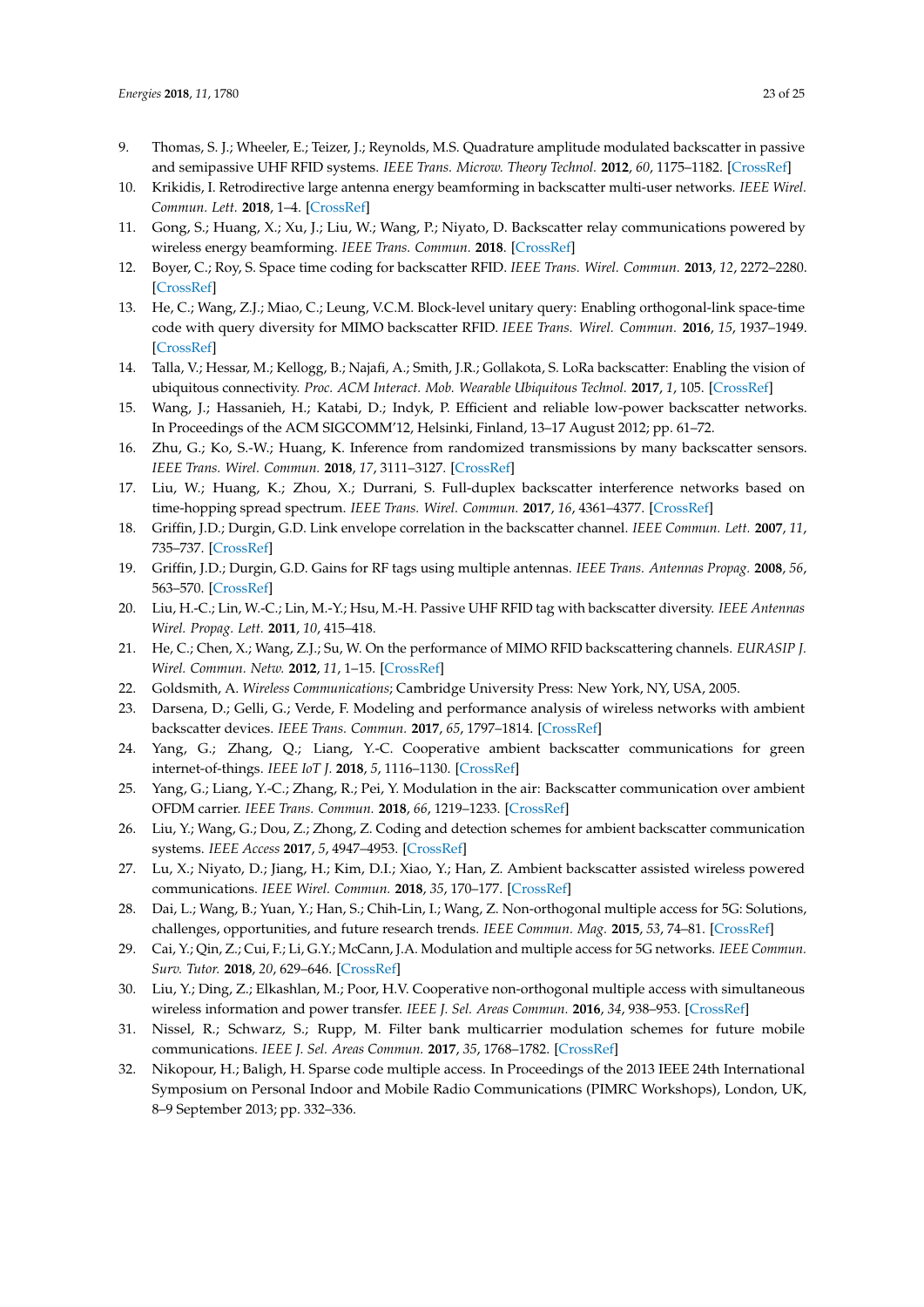9. Thomas, S. J.; Wheeler, E.; Teizer, J.; Reynolds, M.S. Quadrature amplitude modulated backscatter in passive and semipassive UHF RFID systems. *IEEE Trans. Microw. Theory Technol.* **2012**, *60*, 1175–1182. [CrossRef]
10. Krikidis, I. Retrodirective large antenna energy beamforming in backscatter multi-user networks. *IEEE Wirel. Commun. Lett.* **2018**, 1–4. [CrossRef]
11. Gong, S.; Huang, X.; Xu, J.; Liu, W.; Wang, P.; Niyato, D. Backscatter relay communications powered by wireless energy beamforming. *IEEE Trans. Commun.* **2018**. [CrossRef]
12. Boyer, C.; Roy, S. Space time coding for backscatter RFID. *IEEE Trans. Wirel. Commun.* **2013**, *12*, 2272–2280. [CrossRef]
13. He, C.; Wang, Z.J.; Miao, C.; Leung, V.C.M. Block-level unitary query: Enabling orthogonal-link space-time code with query diversity for MIMO backscatter RFID. *IEEE Trans. Wirel. Commun.* **2016**, *15*, 1937–1949. [CrossRef]
14. Talla, V.; Hessar, M.; Kellogg, B.; Najafi, A.; Smith, J.R.; Gollakota, S. LoRa backscatter: Enabling the vision of ubiquitous connectivity. *Proc. ACM Interact. Mob. Wearable Ubiquitous Technol.* **2017**, *1*, 105. [CrossRef]
15. Wang, J.; Hassanieh, H.; Katabi, D.; Indyk, P. Efficient and reliable low-power backscatter networks. In Proceedings of the ACM SIGCOMM'12, Helsinki, Finland, 13–17 August 2012; pp. 61–72.
16. Zhu, G.; Ko, S.-W.; Huang, K. Inference from randomized transmissions by many backscatter sensors. *IEEE Trans. Wirel. Commun.* **2018**, *17*, 3111–3127. [CrossRef]
17. Liu, W.; Huang, K.; Zhou, X.; Durrani, S. Full-duplex backscatter interference networks based on time-hopping spread spectrum. *IEEE Trans. Wirel. Commun.* **2017**, *16*, 4361–4377. [CrossRef]
18. Griffin, J.D.; Durgin, G.D. Link envelope correlation in the backscatter channel. *IEEE Commun. Lett.* **2007**, *11*, 735–737. [CrossRef]
19. Griffin, J.D.; Durgin, G.D. Gains for RF tags using multiple antennas. *IEEE Trans. Antennas Propag.* **2008**, *56*, 563–570. [CrossRef]
20. Liu, H.-C.; Lin, W.-C.; Lin, M.-Y.; Hsu, M.-H. Passive UHF RFID tag with backscatter diversity. *IEEE Antennas Wirel. Propag. Lett.* **2011**, *10*, 415–418.
21. He, C.; Chen, X.; Wang, Z.J.; Su, W. On the performance of MIMO RFID backscattering channels. *EURASIP J. Wirel. Commun. Netw.* **2012**, *11*, 1–15. [CrossRef]
22. Goldsmith, A. *Wireless Communications*; Cambridge University Press: New York, NY, USA, 2005.
23. Darsena, D.; Gelli, G.; Verde, F. Modeling and performance analysis of wireless networks with ambient backscatter devices. *IEEE Trans. Commun.* **2017**, *65*, 1797–1814. [CrossRef]
24. Yang, G.; Zhang, Q.; Liang, Y.-C. Cooperative ambient backscatter communications for green internet-of-things. *IEEE IoT J.* **2018**, *5*, 1116–1130. [CrossRef]
25. Yang, G.; Liang, Y.-C.; Zhang, R.; Pei, Y. Modulation in the air: Backscatter communication over ambient OFDM carrier. *IEEE Trans. Commun.* **2018**, *66*, 1219–1233. [CrossRef]
26. Liu, Y.; Wang, G.; Dou, Z.; Zhong, Z. Coding and detection schemes for ambient backscatter communication systems. *IEEE Access* **2017**, *5*, 4947–4953. [CrossRef]
27. Lu, X.; Niyato, D.; Jiang, H.; Kim, D.I.; Xiao, Y.; Han, Z. Ambient backscatter assisted wireless powered communications. *IEEE Wirel. Commun.* **2018**, *35*, 170–177. [CrossRef]
28. Dai, L.; Wang, B.; Yuan, Y.; Han, S.; Chih-Lin, I.; Wang, Z. Non-orthogonal multiple access for 5G: Solutions, challenges, opportunities, and future research trends. *IEEE Commun. Mag.* **2015**, *53*, 74–81. [CrossRef]
29. Cai, Y.; Qin, Z.; Cui, F.; Li, G.Y.; McCann, J.A. Modulation and multiple access for 5G networks. *IEEE Commun. Surv. Tutor.* **2018**, *20*, 629–646. [CrossRef]
30. Liu, Y.; Ding, Z.; Elkashlan, M.; Poor, H.V. Cooperative non-orthogonal multiple access with simultaneous wireless information and power transfer. *IEEE J. Sel. Areas Commun.* **2016**, *34*, 938–953. [CrossRef]
31. Nissel, R.; Schwarz, S.; Rupp, M. Filter bank multicarrier modulation schemes for future mobile communications. *IEEE J. Sel. Areas Commun.* **2017**, *35*, 1768–1782. [CrossRef]
32. Nikopour, H.; Baligh, H. Sparse code multiple access. In Proceedings of the 2013 IEEE 24th International Symposium on Personal Indoor and Mobile Radio Communications (PIMRC Workshops), London, UK, 8–9 September 2013; pp. 332–336.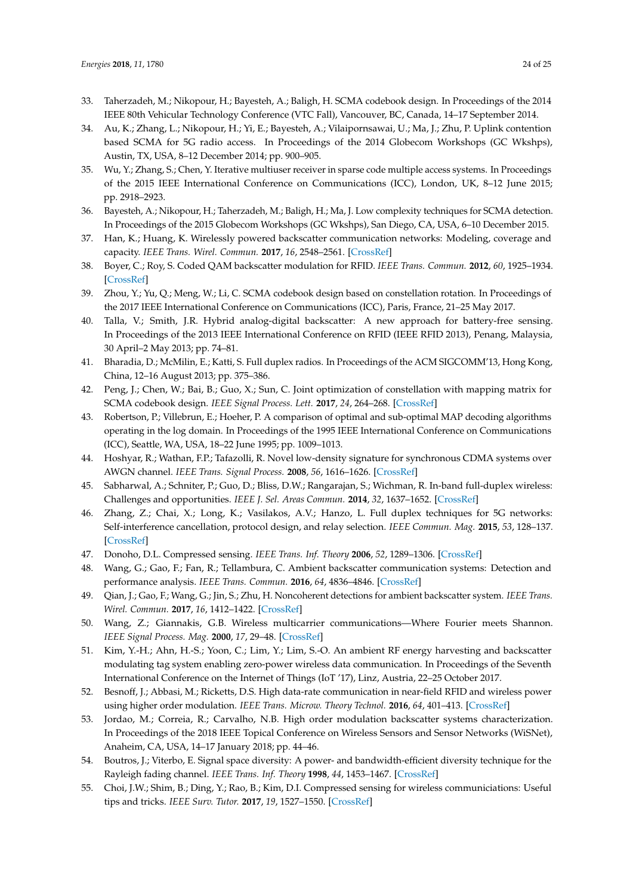33. Taherzadeh, M.; Nikopour, H.; Bayesteh, A.; Baligh, H. SCMA codebook design. In Proceedings of the 2014 IEEE 80th Vehicular Technology Conference (VTC Fall), Vancouver, BC, Canada, 14–17 September 2014.
34. Au, K.; Zhang, L.; Nikopour, H.; Yi, E.; Bayesteh, A.; Vilaipornsawai, U.; Ma, J.; Zhu, P. Uplink contention based SCMA for 5G radio access. In Proceedings of the 2014 Globecom Workshops (GC Wkshps), Austin, TX, USA, 8–12 December 2014; pp. 900–905.
35. Wu, Y.; Zhang, S.; Chen, Y. Iterative multiuser receiver in sparse code multiple access systems. In Proceedings of the 2015 IEEE International Conference on Communications (ICC), London, UK, 8–12 June 2015; pp. 2918–2923.
36. Bayesteh, A.; Nikopour, H.; Taherzadeh, M.; Baligh, H.; Ma, J. Low complexity techniques for SCMA detection. In Proceedings of the 2015 Globecom Workshops (GC Wkshps), San Diego, CA, USA, 6–10 December 2015.
37. Han, K.; Huang, K. Wirelessly powered backscatter communication networks: Modeling, coverage and capacity. *IEEE Trans. Wirel. Commun.* **2017**, *16*, 2548–2561. [CrossRef]
38. Boyer, C.; Roy, S. Coded QAM backscatter modulation for RFID. *IEEE Trans. Commun.* **2012**, *60*, 1925–1934. [CrossRef]
39. Zhou, Y.; Yu, Q.; Meng, W.; Li, C. SCMA codebook design based on constellation rotation. In Proceedings of the 2017 IEEE International Conference on Communications (ICC), Paris, France, 21–25 May 2017.
40. Talla, V.; Smith, J.R. Hybrid analog-digital backscatter: A new approach for battery-free sensing. In Proceedings of the 2013 IEEE International Conference on RFID (IEEE RFID 2013), Penang, Malaysia, 30 April–2 May 2013; pp. 74–81.
41. Bharadia, D.; McMilin, E.; Katti, S. Full duplex radios. In Proceedings of the ACM SIGCOMM'13, Hong Kong, China, 12–16 August 2013; pp. 375–386.
42. Peng, J.; Chen, W.; Bai, B.; Guo, X.; Sun, C. Joint optimization of constellation with mapping matrix for SCMA codebook design. *IEEE Signal Process. Lett.* **2017**, *24*, 264–268. [CrossRef]
43. Robertson, P.; Villebrun, E.; Hoeher, P. A comparison of optimal and sub-optimal MAP decoding algorithms operating in the log domain. In Proceedings of the 1995 IEEE International Conference on Communications (ICC), Seattle, WA, USA, 18–22 June 1995; pp. 1009–1013.
44. Hoshyar, R.; Wathan, F.P.; Tafazolli, R. Novel low-density signature for synchronous CDMA systems over AWGN channel. *IEEE Trans. Signal Process.* **2008**, *56*, 1616–1626. [CrossRef]
45. Sabharwal, A.; Schniter, P.; Guo, D.; Bliss, D.W.; Rangarajan, S.; Wichman, R. In-band full-duplex wireless: Challenges and opportunities. *IEEE J. Sel. Areas Commun.* **2014**, *32*, 1637–1652. [CrossRef]
46. Zhang, Z.; Chai, X.; Long, K.; Vasilakos, A.V.; Hanzo, L. Full duplex techniques for 5G networks: Self-interference cancellation, protocol design, and relay selection. *IEEE Commun. Mag.* **2015**, *53*, 128–137. [CrossRef]
47. Donoho, D.L. Compressed sensing. *IEEE Trans. Inf. Theory* **2006**, *52*, 1289–1306. [CrossRef]
48. Wang, G.; Gao, F.; Fan, R.; Tellambura, C. Ambient backscatter communication systems: Detection and performance analysis. *IEEE Trans. Commun.* **2016**, *64*, 4836–4846. [CrossRef]
49. Qian, J.; Gao, F.; Wang, G.; Jin, S.; Zhu, H. Noncoherent detections for ambient backscatter system. *IEEE Trans. Wirel. Commun.* **2017**, *16*, 1412–1422. [CrossRef]
50. Wang, Z.; Giannakis, G.B. Wireless multicarrier communications—Where Fourier meets Shannon. *IEEE Signal Process. Mag.* **2000**, *17*, 29–48. [CrossRef]
51. Kim, Y.-H.; Ahn, H.-S.; Yoon, C.; Lim, Y.; Lim, S.-O. An ambient RF energy harvesting and backscatter modulating tag system enabling zero-power wireless data communication. In Proceedings of the Seventh International Conference on the Internet of Things (IoT '17), Linz, Austria, 22–25 October 2017.
52. Besnoff, J.; Abbasi, M.; Ricketts, D.S. High data-rate communication in near-field RFID and wireless power using higher order modulation. *IEEE Trans. Microw. Theory Technol.* **2016**, *64*, 401–413. [CrossRef]
53. Jordao, M.; Correia, R.; Carvalho, N.B. High order modulation backscatter systems characterization. In Proceedings of the 2018 IEEE Topical Conference on Wireless Sensors and Sensor Networks (WiSNet), Anaheim, CA, USA, 14–17 January 2018; pp. 44–46.
54. Boutros, J.; Viterbo, E. Signal space diversity: A power- and bandwidth-efficient diversity technique for the Rayleigh fading channel. *IEEE Trans. Inf. Theory* **1998**, *44*, 1453–1467. [CrossRef]
55. Choi, J.W.; Shim, B.; Ding, Y.; Rao, B.; Kim, D.I. Compressed sensing for wireless communications: Useful tips and tricks. *IEEE Surv. Tutor.* **2017**, *19*, 1527–1550. [CrossRef]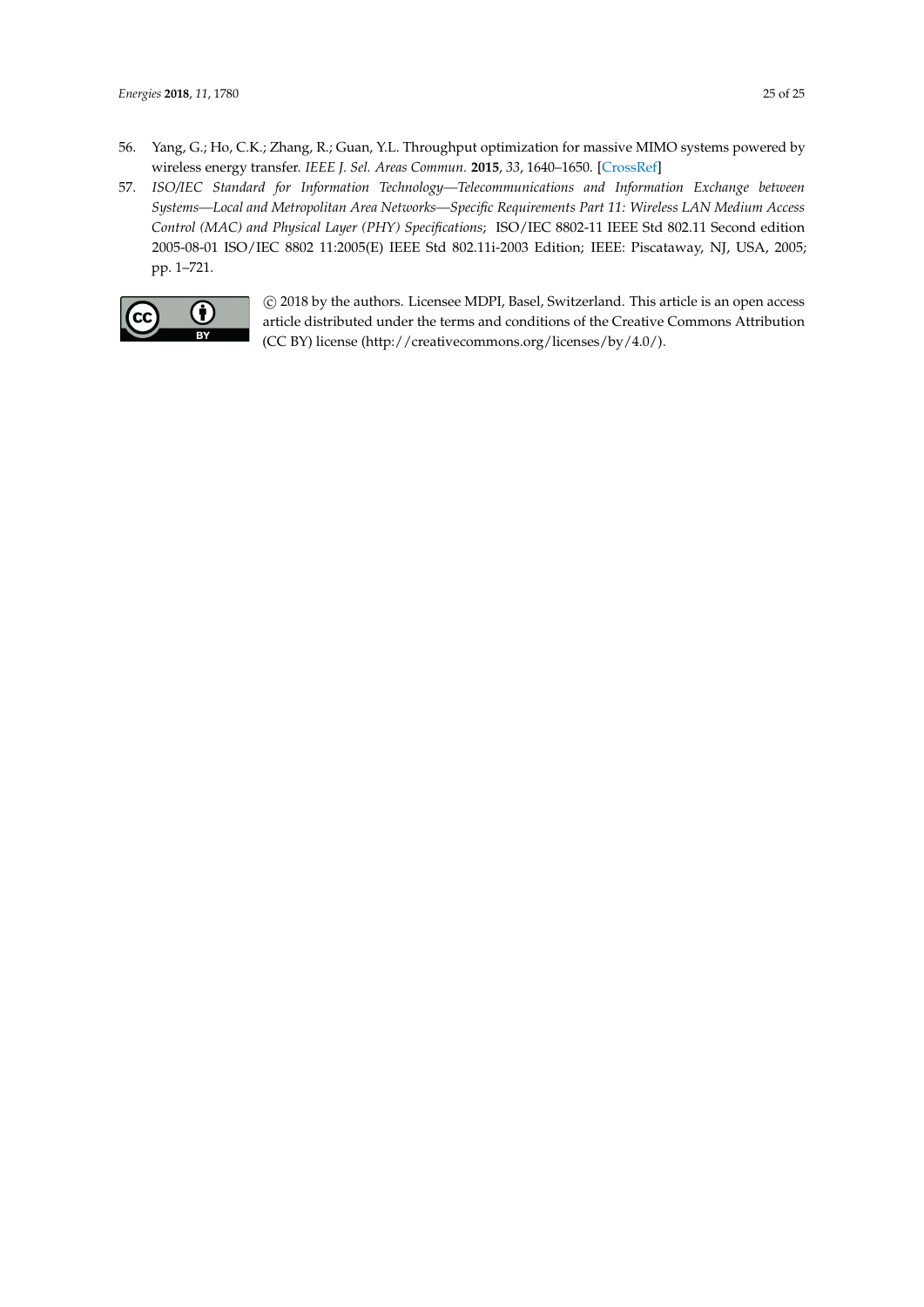56. Yang, G.; Ho, C.K.; Zhang, R.; Guan, Y.L. Throughput optimization for massive MIMO systems powered by wireless energy transfer. *IEEE J. Sel. Areas Commun.* **2015**, *33*, 1640–1650. [CrossRef]
57. *ISO/IEC Standard for Information Technology—Telecommunications and Information Exchange between Systems—Local and Metropolitan Area Networks—Specific Requirements Part 11: Wireless LAN Medium Access Control (MAC) and Physical Layer (PHY) Specifications*; ISO/IEC 8802-11 IEEE Std 802.11 Second edition 2005-08-01 ISO/IEC 8802 11:2005(E) IEEE Std 802.11i-2003 Edition; IEEE: Piscataway, NJ, USA, 2005; pp. 1–721.

© 2018 by the authors. Licensee MDPI, Basel, Switzerland. This article is an open access article distributed under the terms and conditions of the Creative Commons Attribution (CC BY) license (http://creativecommons.org/licenses/by/4.0/).